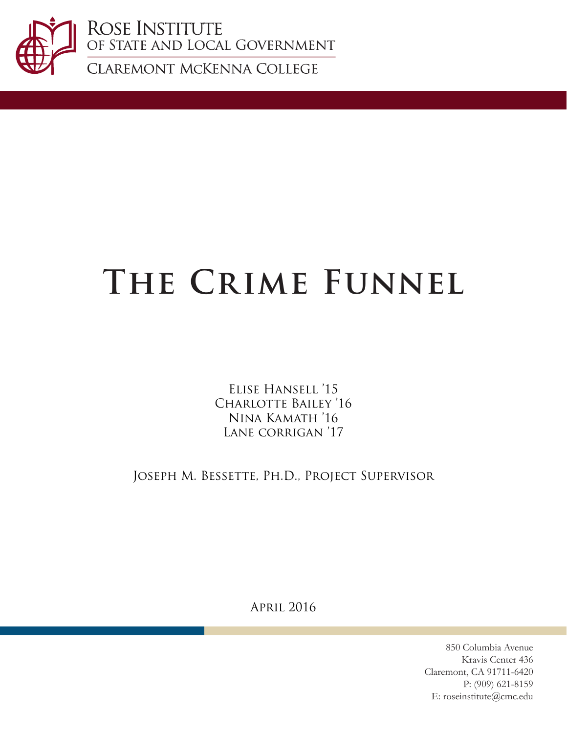Rose Institute
of State and Local Government

Claremont McKenna College

# The Crime Funnel

Elise Hansell '15
Charlotte Bailey '16
Nina Kamath '16
Lane corrigan '17

Joseph M. Bessette, Ph.D., Project Supervisor

April 2016

850 Columbia Avenue
Kravis Center 436
Claremont, CA 91711-6420
P: (909) 621-8159
E: roseinstitute@cmc.edu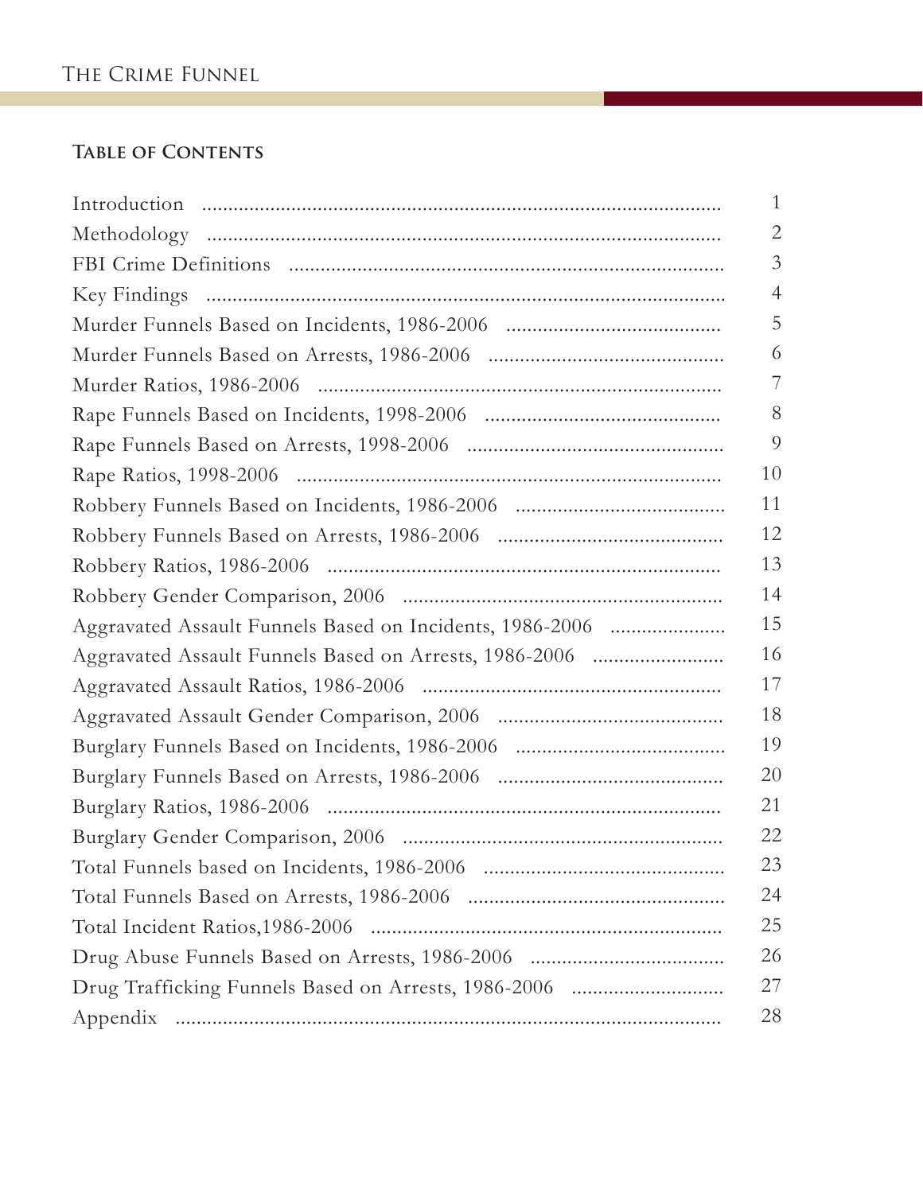## Table of Contents

| | |
|---|---|
| Introduction | 1 |
| Methodology | 2 |
| FBI Crime Definitions | 3 |
| Key Findings | 4 |
| Murder Funnels Based on Incidents, 1986-2006 | 5 |
| Murder Funnels Based on Arrests, 1986-2006 | 6 |
| Murder Ratios, 1986-2006 | 7 |
| Rape Funnels Based on Incidents, 1998-2006 | 8 |
| Rape Funnels Based on Arrests, 1998-2006 | 9 |
| Rape Ratios, 1998-2006 | 10 |
| Robbery Funnels Based on Incidents, 1986-2006 | 11 |
| Robbery Funnels Based on Arrests, 1986-2006 | 12 |
| Robbery Ratios, 1986-2006 | 13 |
| Robbery Gender Comparison, 2006 | 14 |
| Aggravated Assault Funnels Based on Incidents, 1986-2006 | 15 |
| Aggravated Assault Funnels Based on Arrests, 1986-2006 | 16 |
| Aggravated Assault Ratios, 1986-2006 | 17 |
| Aggravated Assault Gender Comparison, 2006 | 18 |
| Burglary Funnels Based on Incidents, 1986-2006 | 19 |
| Burglary Funnels Based on Arrests, 1986-2006 | 20 |
| Burglary Ratios, 1986-2006 | 21 |
| Burglary Gender Comparison, 2006 | 22 |
| Total Funnels based on Incidents, 1986-2006 | 23 |
| Total Funnels Based on Arrests, 1986-2006 | 24 |
| Total Incident Ratios,1986-2006 | 25 |
| Drug Abuse Funnels Based on Arrests, 1986-2006 | 26 |
| Drug Trafficking Funnels Based on Arrests, 1986-2006 | 27 |
| Appendix | 28 |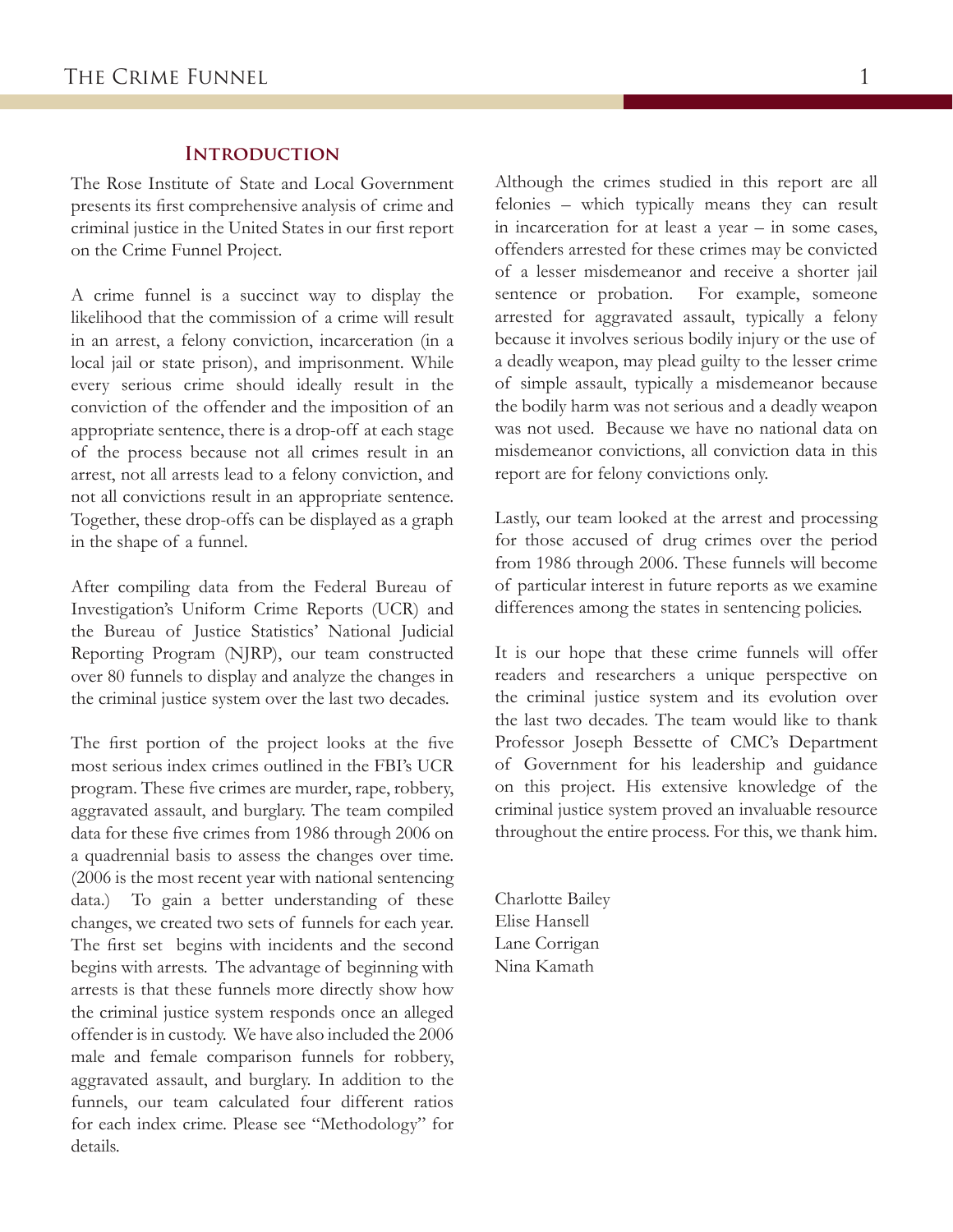## Introduction

The Rose Institute of State and Local Government presents its first comprehensive analysis of crime and criminal justice in the United States in our first report on the Crime Funnel Project.

A crime funnel is a succinct way to display the likelihood that the commission of a crime will result in an arrest, a felony conviction, incarceration (in a local jail or state prison), and imprisonment. While every serious crime should ideally result in the conviction of the offender and the imposition of an appropriate sentence, there is a drop-off at each stage of the process because not all crimes result in an arrest, not all arrests lead to a felony conviction, and not all convictions result in an appropriate sentence. Together, these drop-offs can be displayed as a graph in the shape of a funnel.

After compiling data from the Federal Bureau of Investigation's Uniform Crime Reports (UCR) and the Bureau of Justice Statistics' National Judicial Reporting Program (NJRP), our team constructed over 80 funnels to display and analyze the changes in the criminal justice system over the last two decades.

The first portion of the project looks at the five most serious index crimes outlined in the FBI's UCR program. These five crimes are murder, rape, robbery, aggravated assault, and burglary. The team compiled data for these five crimes from 1986 through 2006 on a quadrennial basis to assess the changes over time. (2006 is the most recent year with national sentencing data.) To gain a better understanding of these changes, we created two sets of funnels for each year. The first set begins with incidents and the second begins with arrests. The advantage of beginning with arrests is that these funnels more directly show how the criminal justice system responds once an alleged offender is in custody. We have also included the 2006 male and female comparison funnels for robbery, aggravated assault, and burglary. In addition to the funnels, our team calculated four different ratios for each index crime. Please see "Methodology" for details.

Although the crimes studied in this report are all felonies – which typically means they can result in incarceration for at least a year – in some cases, offenders arrested for these crimes may be convicted of a lesser misdemeanor and receive a shorter jail sentence or probation. For example, someone arrested for aggravated assault, typically a felony because it involves serious bodily injury or the use of a deadly weapon, may plead guilty to the lesser crime of simple assault, typically a misdemeanor because the bodily harm was not serious and a deadly weapon was not used. Because we have no national data on misdemeanor convictions, all conviction data in this report are for felony convictions only.

Lastly, our team looked at the arrest and processing for those accused of drug crimes over the period from 1986 through 2006. These funnels will become of particular interest in future reports as we examine differences among the states in sentencing policies.

It is our hope that these crime funnels will offer readers and researchers a unique perspective on the criminal justice system and its evolution over the last two decades. The team would like to thank Professor Joseph Bessette of CMC's Department of Government for his leadership and guidance on this project. His extensive knowledge of the criminal justice system proved an invaluable resource throughout the entire process. For this, we thank him.

Charlotte Bailey  
Elise Hansell  
Lane Corrigan  
Nina Kamath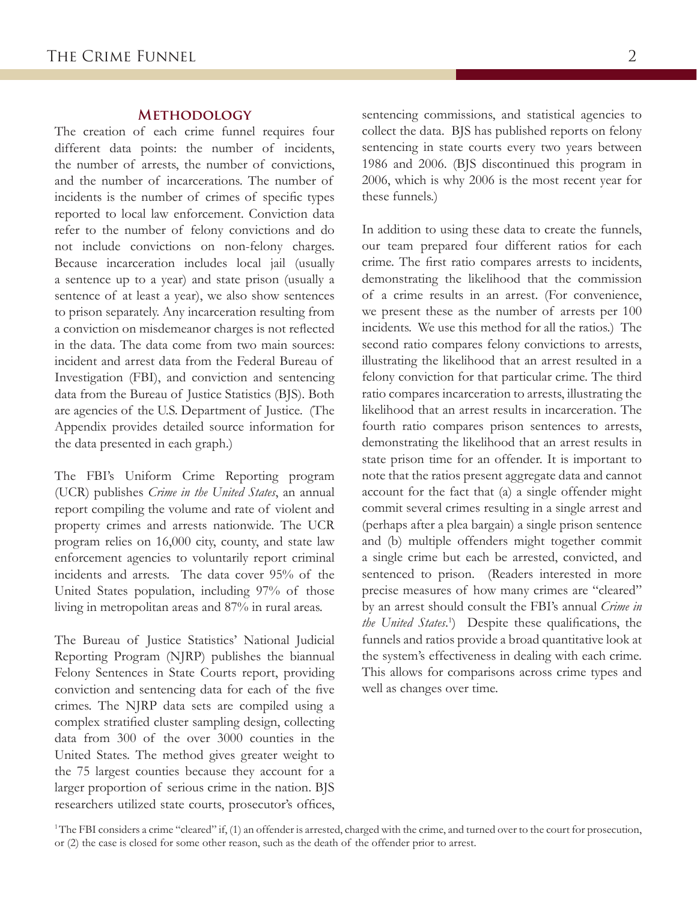## Methodology

The creation of each crime funnel requires four different data points: the number of incidents, the number of arrests, the number of convictions, and the number of incarcerations. The number of incidents is the number of crimes of specific types reported to local law enforcement. Conviction data refer to the number of felony convictions and do not include convictions on non-felony charges. Because incarceration includes local jail (usually a sentence up to a year) and state prison (usually a sentence of at least a year), we also show sentences to prison separately. Any incarceration resulting from a conviction on misdemeanor charges is not reflected in the data. The data come from two main sources: incident and arrest data from the Federal Bureau of Investigation (FBI), and conviction and sentencing data from the Bureau of Justice Statistics (BJS). Both are agencies of the U.S. Department of Justice. (The Appendix provides detailed source information for the data presented in each graph.)

The FBI's Uniform Crime Reporting program (UCR) publishes *Crime in the United States*, an annual report compiling the volume and rate of violent and property crimes and arrests nationwide. The UCR program relies on 16,000 city, county, and state law enforcement agencies to voluntarily report criminal incidents and arrests. The data cover 95% of the United States population, including 97% of those living in metropolitan areas and 87% in rural areas.

The Bureau of Justice Statistics' National Judicial Reporting Program (NJRP) publishes the biannual Felony Sentences in State Courts report, providing conviction and sentencing data for each of the five crimes. The NJRP data sets are compiled using a complex stratified cluster sampling design, collecting data from 300 of the over 3000 counties in the United States. The method gives greater weight to the 75 largest counties because they account for a larger proportion of serious crime in the nation. BJS researchers utilized state courts, prosecutor's offices, sentencing commissions, and statistical agencies to collect the data. BJS has published reports on felony sentencing in state courts every two years between 1986 and 2006. (BJS discontinued this program in 2006, which is why 2006 is the most recent year for these funnels.)

In addition to using these data to create the funnels, our team prepared four different ratios for each crime. The first ratio compares arrests to incidents, demonstrating the likelihood that the commission of a crime results in an arrest. (For convenience, we present these as the number of arrests per 100 incidents. We use this method for all the ratios.) The second ratio compares felony convictions to arrests, illustrating the likelihood that an arrest resulted in a felony conviction for that particular crime. The third ratio compares incarceration to arrests, illustrating the likelihood that an arrest results in incarceration. The fourth ratio compares prison sentences to arrests, demonstrating the likelihood that an arrest results in state prison time for an offender. It is important to note that the ratios present aggregate data and cannot account for the fact that (a) a single offender might commit several crimes resulting in a single arrest and (perhaps after a plea bargain) a single prison sentence and (b) multiple offenders might together commit a single crime but each be arrested, convicted, and sentenced to prison. (Readers interested in more precise measures of how many crimes are "cleared" by an arrest should consult the FBI's annual *Crime in the United States*.[1]) Despite these qualifications, the funnels and ratios provide a broad quantitative look at the system's effectiveness in dealing with each crime. This allows for comparisons across crime types and well as changes over time.

[1] The FBI considers a crime "cleared" if, (1) an offender is arrested, charged with the crime, and turned over to the court for prosecution, or (2) the case is closed for some other reason, such as the death of the offender prior to arrest.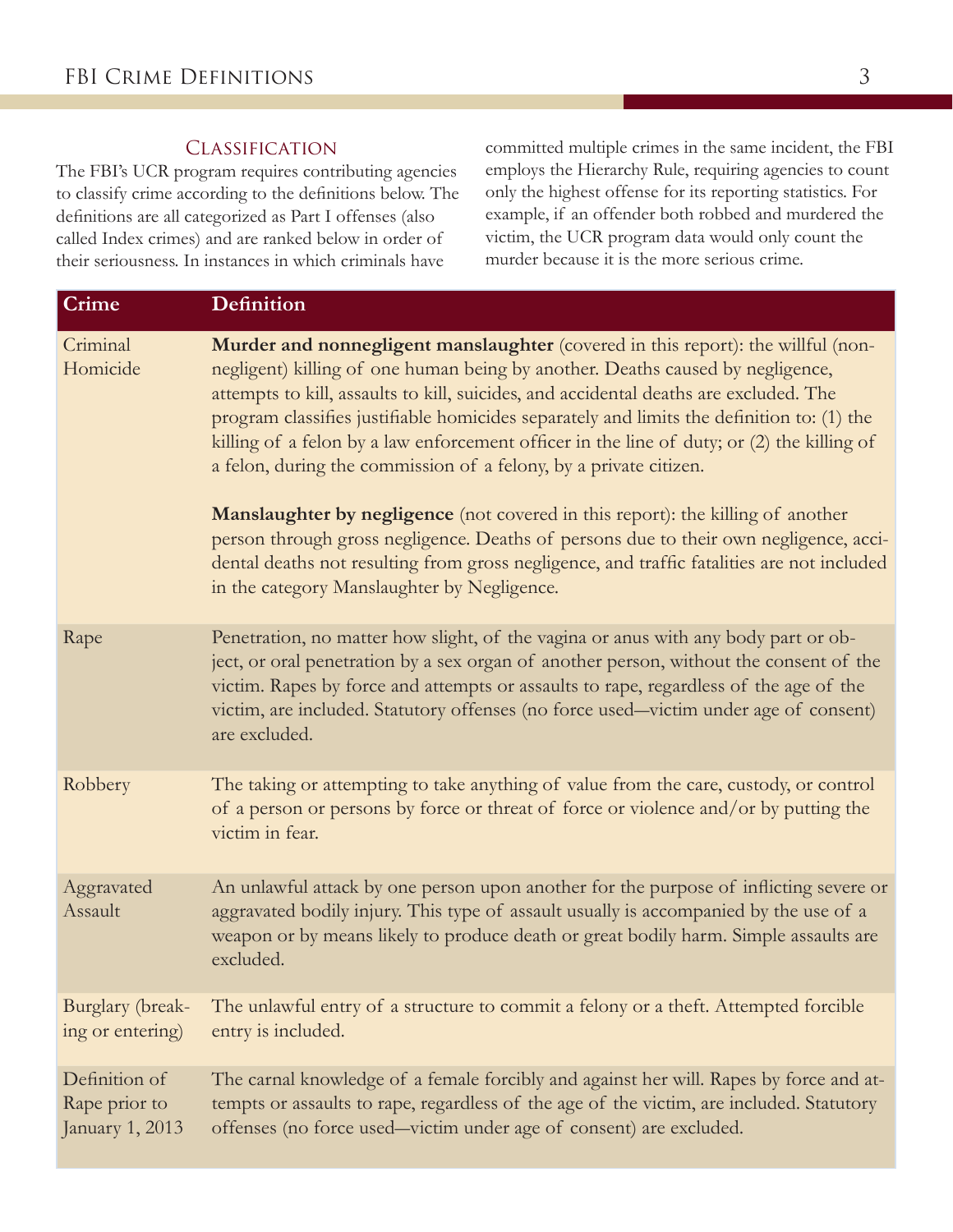## Classification

The FBI's UCR program requires contributing agencies to classify crime according to the definitions below. The definitions are all categorized as Part I offenses (also called Index crimes) and are ranked below in order of their seriousness. In instances in which criminals have committed multiple crimes in the same incident, the FBI employs the Hierarchy Rule, requiring agencies to count only the highest offense for its reporting statistics. For example, if an offender both robbed and murdered the victim, the UCR program data would only count the murder because it is the more serious crime.

| Crime | Definition |
|---|---|
| Criminal Homicide | **Murder and nonnegligent manslaughter** (covered in this report): the willful (non-negligent) killing of one human being by another. Deaths caused by negligence, attempts to kill, assaults to kill, suicides, and accidental deaths are excluded. The program classifies justifiable homicides separately and limits the definition to: (1) the killing of a felon by a law enforcement officer in the line of duty; or (2) the killing of a felon, during the commission of a felony, by a private citizen. <br><br> **Manslaughter by negligence** (not covered in this report): the killing of another person through gross negligence. Deaths of persons due to their own negligence, accidental deaths not resulting from gross negligence, and traffic fatalities are not included in the category Manslaughter by Negligence. |
| Rape | Penetration, no matter how slight, of the vagina or anus with any body part or object, or oral penetration by a sex organ of another person, without the consent of the victim. Rapes by force and attempts or assaults to rape, regardless of the age of the victim, are included. Statutory offenses (no force used—victim under age of consent) are excluded. |
| Robbery | The taking or attempting to take anything of value from the care, custody, or control of a person or persons by force or threat of force or violence and/or by putting the victim in fear. |
| Aggravated Assault | An unlawful attack by one person upon another for the purpose of inflicting severe or aggravated bodily injury. This type of assault usually is accompanied by the use of a weapon or by means likely to produce death or great bodily harm. Simple assaults are excluded. |
| Burglary (breaking or entering) | The unlawful entry of a structure to commit a felony or a theft. Attempted forcible entry is included. |
| Definition of Rape prior to January 1, 2013 | The carnal knowledge of a female forcibly and against her will. Rapes by force and attempts or assaults to rape, regardless of the age of the victim, are included. Statutory offenses (no force used—victim under age of consent) are excluded. |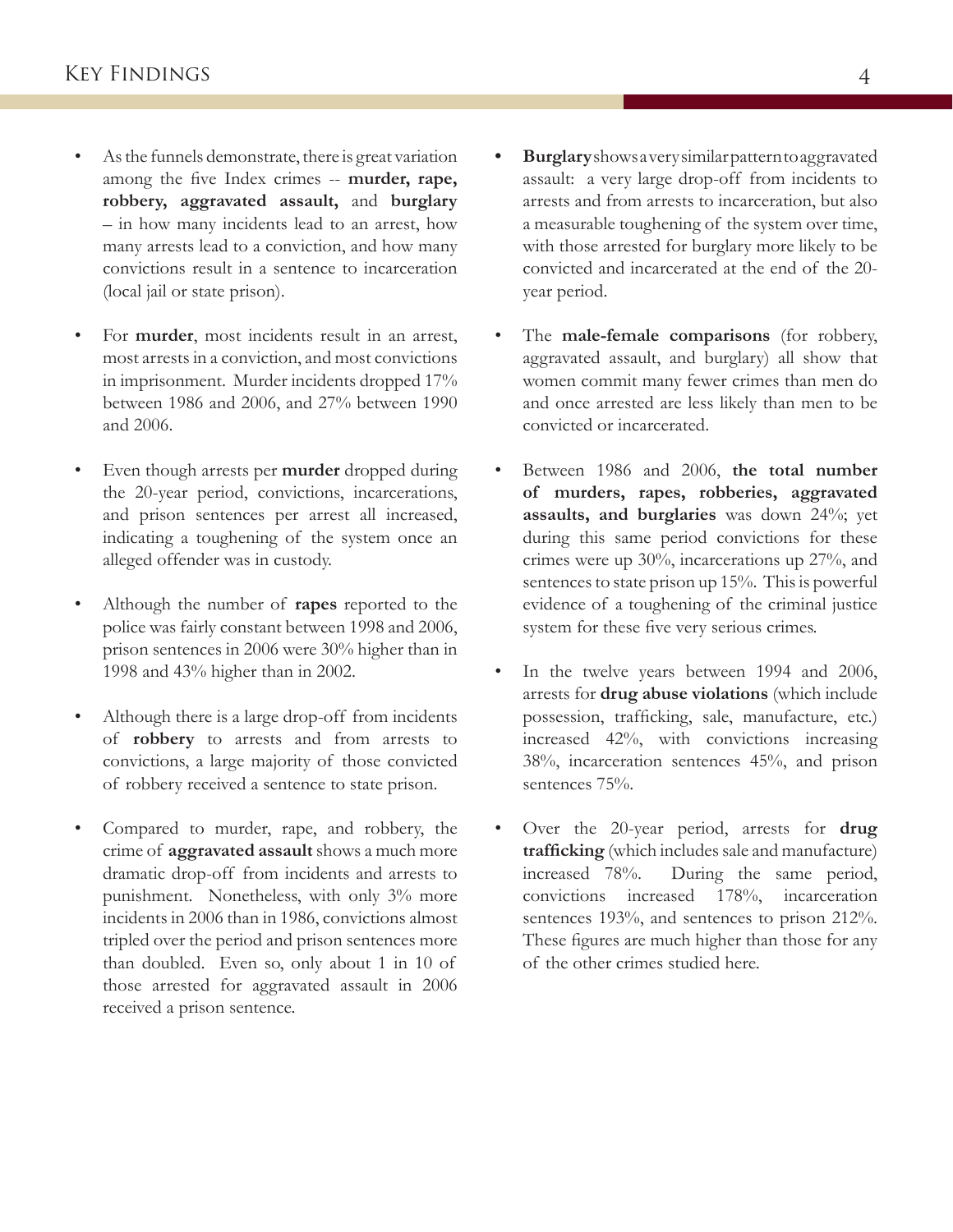# Key Findings

- As the funnels demonstrate, there is great variation among the five Index crimes -- **murder, rape, robbery, aggravated assault,** and **burglary** – in how many incidents lead to an arrest, how many arrests lead to a conviction, and how many convictions result in a sentence to incarceration (local jail or state prison).

- For **murder**, most incidents result in an arrest, most arrests in a conviction, and most convictions in imprisonment. Murder incidents dropped 17% between 1986 and 2006, and 27% between 1990 and 2006.

- Even though arrests per **murder** dropped during the 20-year period, convictions, incarcerations, and prison sentences per arrest all increased, indicating a toughening of the system once an alleged offender was in custody.

- Although the number of **rapes** reported to the police was fairly constant between 1998 and 2006, prison sentences in 2006 were 30% higher than in 1998 and 43% higher than in 2002.

- Although there is a large drop-off from incidents of **robbery** to arrests and from arrests to convictions, a large majority of those convicted of robbery received a sentence to state prison.

- Compared to murder, rape, and robbery, the crime of **aggravated assault** shows a much more dramatic drop-off from incidents and arrests to punishment. Nonetheless, with only 3% more incidents in 2006 than in 1986, convictions almost tripled over the period and prison sentences more than doubled. Even so, only about 1 in 10 of those arrested for aggravated assault in 2006 received a prison sentence.

- **Burglary** shows a very similar pattern to aggravated assault: a very large drop-off from incidents to arrests and from arrests to incarceration, but also a measurable toughening of the system over time, with those arrested for burglary more likely to be convicted and incarcerated at the end of the 20-year period.

- The **male-female comparisons** (for robbery, aggravated assault, and burglary) all show that women commit many fewer crimes than men do and once arrested are less likely than men to be convicted or incarcerated.

- Between 1986 and 2006, **the total number of murders, rapes, robberies, aggravated assaults, and burglaries** was down 24%; yet during this same period convictions for these crimes were up 30%, incarcerations up 27%, and sentences to state prison up 15%. This is powerful evidence of a toughening of the criminal justice system for these five very serious crimes.

- In the twelve years between 1994 and 2006, arrests for **drug abuse violations** (which include possession, trafficking, sale, manufacture, etc.) increased 42%, with convictions increasing 38%, incarceration sentences 45%, and prison sentences 75%.

- Over the 20-year period, arrests for **drug trafficking** (which includes sale and manufacture) increased 78%. During the same period, convictions increased 178%, incarceration sentences 193%, and sentences to prison 212%. These figures are much higher than those for any of the other crimes studied here.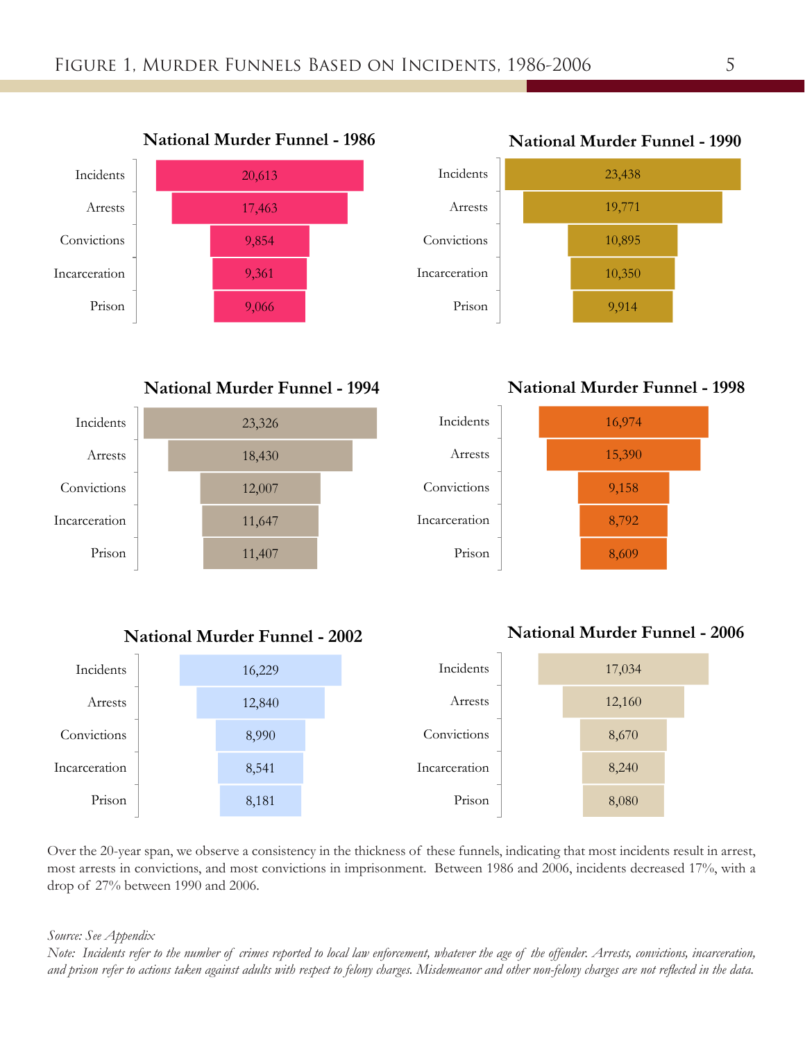# Figure 1, Murder Funnels Based on Incidents, 1986-2006

### National Murder Funnel - 1986

| Stage | Count |
|---|---|
| Incidents | 20,613 |
| Arrests | 17,463 |
| Convictions | 9,854 |
| Incarceration | 9,361 |
| Prison | 9,066 |

### National Murder Funnel - 1990

| Stage | Count |
|---|---|
| Incidents | 23,438 |
| Arrests | 19,771 |
| Convictions | 10,895 |
| Incarceration | 10,350 |
| Prison | 9,914 |

### National Murder Funnel - 1994

| Stage | Count |
|---|---|
| Incidents | 23,326 |
| Arrests | 18,430 |
| Convictions | 12,007 |
| Incarceration | 11,647 |
| Prison | 11,407 |

### National Murder Funnel - 1998

| Stage | Count |
|---|---|
| Incidents | 16,974 |
| Arrests | 15,390 |
| Convictions | 9,158 |
| Incarceration | 8,792 |
| Prison | 8,609 |

### National Murder Funnel - 2002

| Stage | Count |
|---|---|
| Incidents | 16,229 |
| Arrests | 12,840 |
| Convictions | 8,990 |
| Incarceration | 8,541 |
| Prison | 8,181 |

### National Murder Funnel - 2006

| Stage | Count |
|---|---|
| Incidents | 17,034 |
| Arrests | 12,160 |
| Convictions | 8,670 |
| Incarceration | 8,240 |
| Prison | 8,080 |

Over the 20-year span, we observe a consistency in the thickness of these funnels, indicating that most incidents result in arrest, most arrests in convictions, and most convictions in imprisonment. Between 1986 and 2006, incidents decreased 17%, with a drop of 27% between 1990 and 2006.

*Source: See Appendix*

*Note: Incidents refer to the number of crimes reported to local law enforcement, whatever the age of the offender. Arrests, convictions, incarceration, and prison refer to actions taken against adults with respect to felony charges. Misdemeanor and other non-felony charges are not reflected in the data.*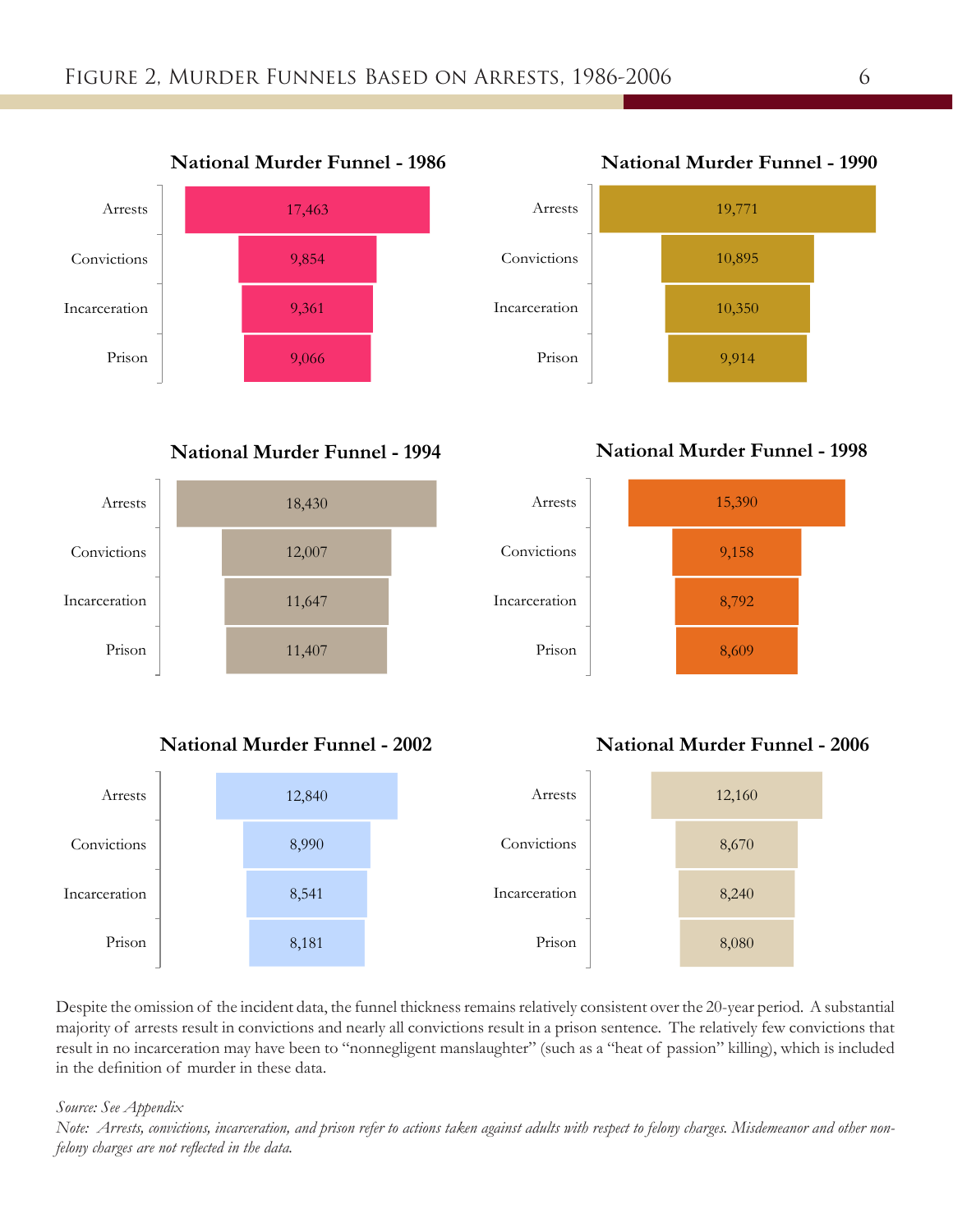# Figure 2, Murder Funnels Based on Arrests, 1986-2006

### National Murder Funnel - 1986

| Stage | Count |
|---|---|
| Arrests | 17,463 |
| Convictions | 9,854 |
| Incarceration | 9,361 |
| Prison | 9,066 |

### National Murder Funnel - 1990

| Stage | Count |
|---|---|
| Arrests | 19,771 |
| Convictions | 10,895 |
| Incarceration | 10,350 |
| Prison | 9,914 |

### National Murder Funnel - 1994

| Stage | Count |
|---|---|
| Arrests | 18,430 |
| Convictions | 12,007 |
| Incarceration | 11,647 |
| Prison | 11,407 |

### National Murder Funnel - 1998

| Stage | Count |
|---|---|
| Arrests | 15,390 |
| Convictions | 9,158 |
| Incarceration | 8,792 |
| Prison | 8,609 |

### National Murder Funnel - 2002

| Stage | Count |
|---|---|
| Arrests | 12,840 |
| Convictions | 8,990 |
| Incarceration | 8,541 |
| Prison | 8,181 |

### National Murder Funnel - 2006

| Stage | Count |
|---|---|
| Arrests | 12,160 |
| Convictions | 8,670 |
| Incarceration | 8,240 |
| Prison | 8,080 |

Despite the omission of the incident data, the funnel thickness remains relatively consistent over the 20-year period. A substantial majority of arrests result in convictions and nearly all convictions result in a prison sentence. The relatively few convictions that result in no incarceration may have been to "nonnegligent manslaughter" (such as a "heat of passion" killing), which is included in the definition of murder in these data.

*Source: See Appendix*

*Note: Arrests, convictions, incarceration, and prison refer to actions taken against adults with respect to felony charges. Misdemeanor and other non-felony charges are not reflected in the data.*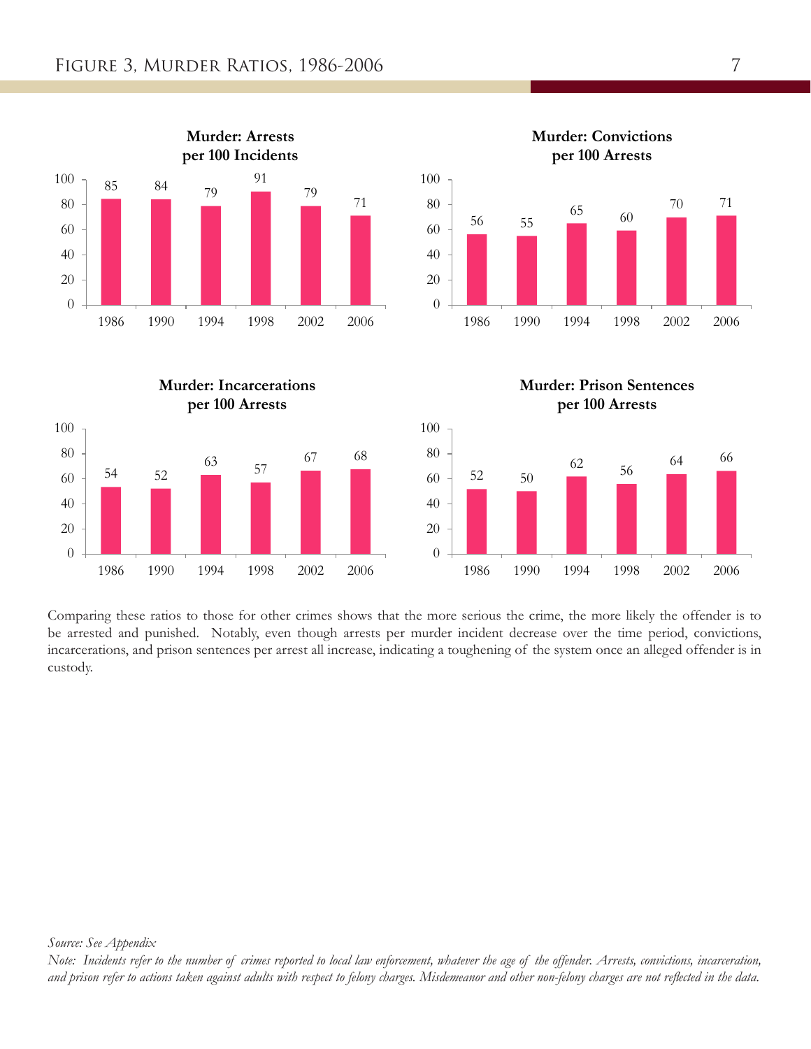# Figure 3, Murder Ratios, 1986-2006

**Murder: Arrests per 100 Incidents**

| 1986 | 1990 | 1994 | 1998 | 2002 | 2006 |
|---|---|---|---|---|---|
| 85 | 84 | 79 | 91 | 79 | 71 |

**Murder: Convictions per 100 Arrests**

| 1986 | 1990 | 1994 | 1998 | 2002 | 2006 |
|---|---|---|---|---|---|
| 56 | 55 | 65 | 60 | 70 | 71 |

**Murder: Incarcerations per 100 Arrests**

| 1986 | 1990 | 1994 | 1998 | 2002 | 2006 |
|---|---|---|---|---|---|
| 54 | 52 | 63 | 57 | 67 | 68 |

**Murder: Prison Sentences per 100 Arrests**

| 1986 | 1990 | 1994 | 1998 | 2002 | 2006 |
|---|---|---|---|---|---|
| 52 | 50 | 62 | 56 | 64 | 66 |

Comparing these ratios to those for other crimes shows that the more serious the crime, the more likely the offender is to be arrested and punished. Notably, even though arrests per murder incident decrease over the time period, convictions, incarcerations, and prison sentences per arrest all increase, indicating a toughening of the system once an alleged offender is in custody.

*Source: See Appendix*

*Note: Incidents refer to the number of crimes reported to local law enforcement, whatever the age of the offender. Arrests, convictions, incarceration, and prison refer to actions taken against adults with respect to felony charges. Misdemeanor and other non-felony charges are not reflected in the data.*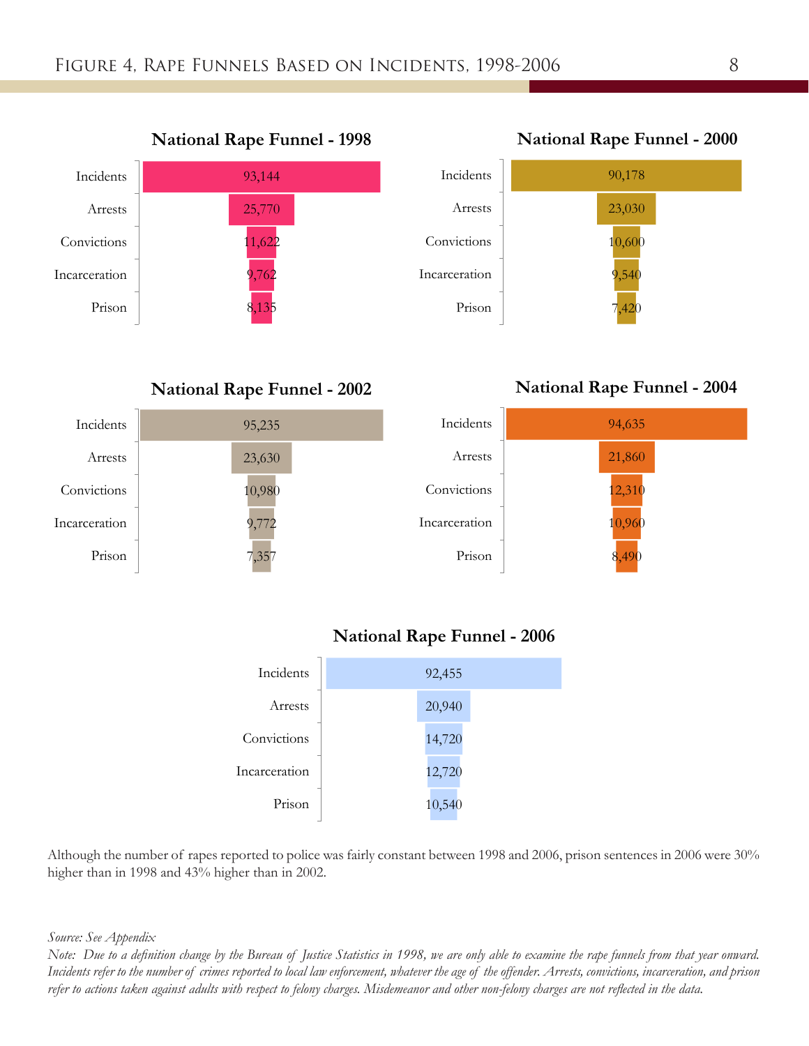# Figure 4, Rape Funnels Based on Incidents, 1998-2006

**National Rape Funnel - 1998**

| | |
|---|---|
| Incidents | 93,144 |
| Arrests | 25,770 |
| Convictions | 11,622 |
| Incarceration | 9,762 |
| Prison | 8,135 |

**National Rape Funnel - 2000**

| | |
|---|---|
| Incidents | 90,178 |
| Arrests | 23,030 |
| Convictions | 10,600 |
| Incarceration | 9,540 |
| Prison | 7,420 |

**National Rape Funnel - 2002**

| | |
|---|---|
| Incidents | 95,235 |
| Arrests | 23,630 |
| Convictions | 10,980 |
| Incarceration | 9,772 |
| Prison | 7,357 |

**National Rape Funnel - 2004**

| | |
|---|---|
| Incidents | 94,635 |
| Arrests | 21,860 |
| Convictions | 12,310 |
| Incarceration | 10,960 |
| Prison | 8,490 |

**National Rape Funnel - 2006**

| | |
|---|---|
| Incidents | 92,455 |
| Arrests | 20,940 |
| Convictions | 14,720 |
| Incarceration | 12,720 |
| Prison | 10,540 |

Although the number of rapes reported to police was fairly constant between 1998 and 2006, prison sentences in 2006 were 30% higher than in 1998 and 43% higher than in 2002.

*Source: See Appendix*

*Note: Due to a definition change by the Bureau of Justice Statistics in 1998, we are only able to examine the rape funnels from that year onward. Incidents refer to the number of crimes reported to local law enforcement, whatever the age of the offender. Arrests, convictions, incarceration, and prison refer to actions taken against adults with respect to felony charges. Misdemeanor and other non-felony charges are not reflected in the data.*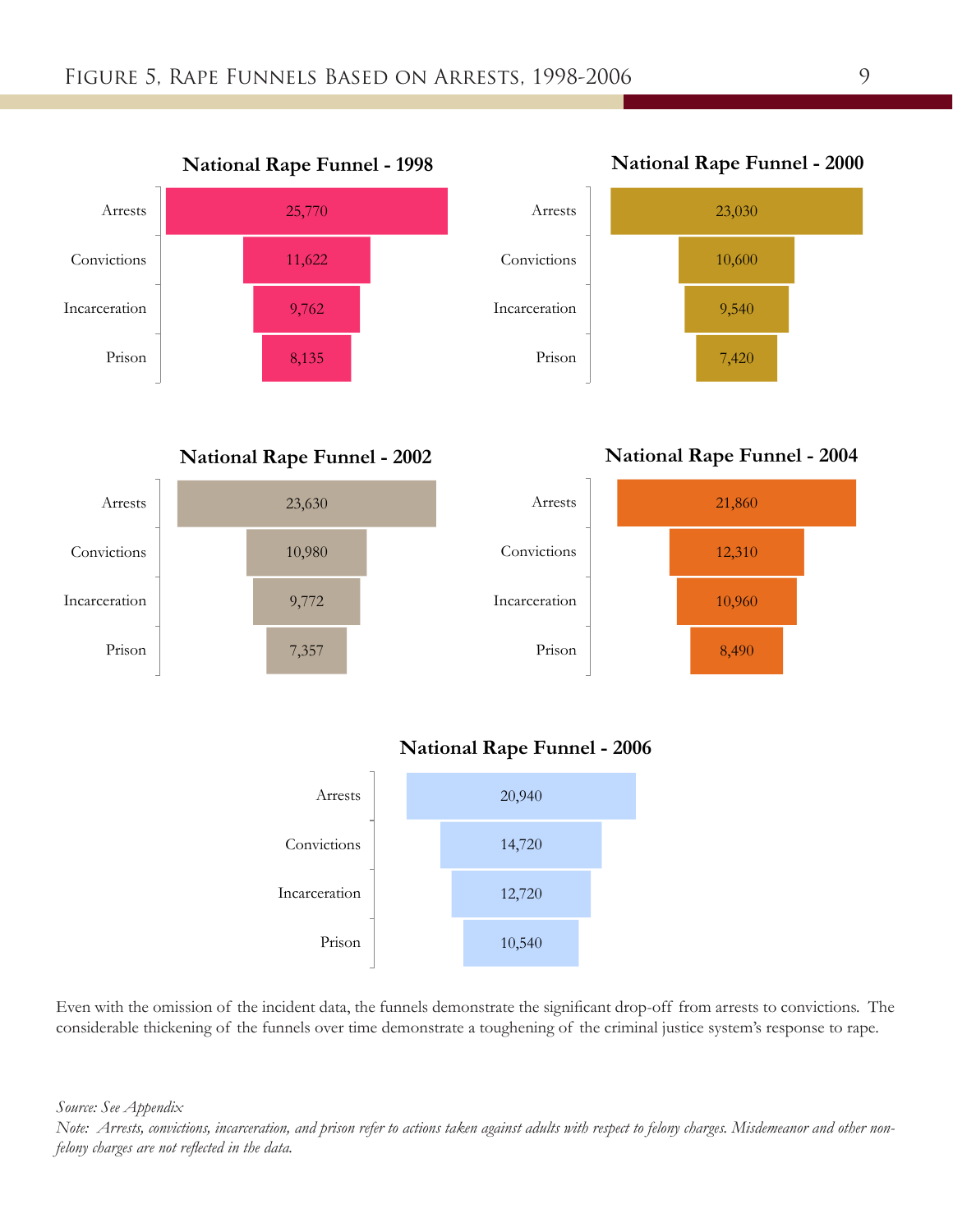# Figure 5, Rape Funnels Based on Arrests, 1998-2006

**National Rape Funnel - 1998**

| Stage | Count |
|---|---|
| Arrests | 25,770 |
| Convictions | 11,622 |
| Incarceration | 9,762 |
| Prison | 8,135 |

**National Rape Funnel - 2000**

| Stage | Count |
|---|---|
| Arrests | 23,030 |
| Convictions | 10,600 |
| Incarceration | 9,540 |
| Prison | 7,420 |

**National Rape Funnel - 2002**

| Stage | Count |
|---|---|
| Arrests | 23,630 |
| Convictions | 10,980 |
| Incarceration | 9,772 |
| Prison | 7,357 |

**National Rape Funnel - 2004**

| Stage | Count |
|---|---|
| Arrests | 21,860 |
| Convictions | 12,310 |
| Incarceration | 10,960 |
| Prison | 8,490 |

**National Rape Funnel - 2006**

| Stage | Count |
|---|---|
| Arrests | 20,940 |
| Convictions | 14,720 |
| Incarceration | 12,720 |
| Prison | 10,540 |

Even with the omission of the incident data, the funnels demonstrate the significant drop-off from arrests to convictions. The considerable thickening of the funnels over time demonstrate a toughening of the criminal justice system's response to rape.

*Source: See Appendix*

*Note: Arrests, convictions, incarceration, and prison refer to actions taken against adults with respect to felony charges. Misdemeanor and other non-felony charges are not reflected in the data.*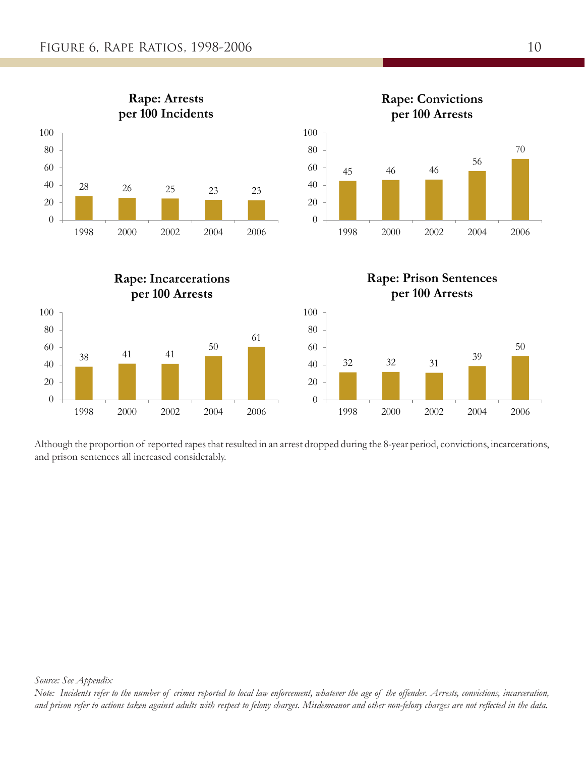# Figure 6, Rape Ratios, 1998-2006

**Rape: Arrests per 100 Incidents**

| 1998 | 2000 | 2002 | 2004 | 2006 |
|---|---|---|---|---|
| 28 | 26 | 25 | 23 | 23 |

**Rape: Convictions per 100 Arrests**

| 1998 | 2000 | 2002 | 2004 | 2006 |
|---|---|---|---|---|
| 45 | 46 | 46 | 56 | 70 |

**Rape: Incarcerations per 100 Arrests**

| 1998 | 2000 | 2002 | 2004 | 2006 |
|---|---|---|---|---|
| 38 | 41 | 41 | 50 | 61 |

**Rape: Prison Sentences per 100 Arrests**

| 1998 | 2000 | 2002 | 2004 | 2006 |
|---|---|---|---|---|
| 32 | 32 | 31 | 39 | 50 |

Although the proportion of reported rapes that resulted in an arrest dropped during the 8-year period, convictions, incarcerations, and prison sentences all increased considerably.

*Source: See Appendix*

*Note: Incidents refer to the number of crimes reported to local law enforcement, whatever the age of the offender. Arrests, convictions, incarceration, and prison refer to actions taken against adults with respect to felony charges. Misdemeanor and other non-felony charges are not reflected in the data.*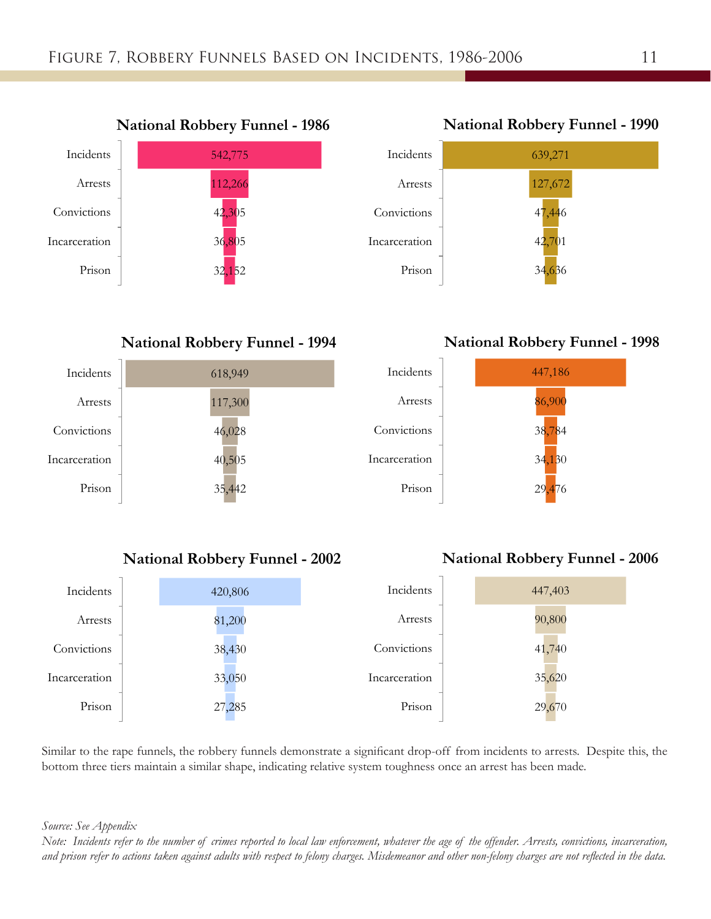# Figure 7, Robbery Funnels Based on Incidents, 1986-2006

**National Robbery Funnel - 1986**

| Stage | Count |
|---|---|
| Incidents | 542,775 |
| Arrests | 112,266 |
| Convictions | 42,305 |
| Incarceration | 36,805 |
| Prison | 32,152 |

**National Robbery Funnel - 1990**

| Stage | Count |
|---|---|
| Incidents | 639,271 |
| Arrests | 127,672 |
| Convictions | 47,446 |
| Incarceration | 42,701 |
| Prison | 34,636 |

**National Robbery Funnel - 1994**

| Stage | Count |
|---|---|
| Incidents | 618,949 |
| Arrests | 117,300 |
| Convictions | 46,028 |
| Incarceration | 40,505 |
| Prison | 35,442 |

**National Robbery Funnel - 1998**

| Stage | Count |
|---|---|
| Incidents | 447,186 |
| Arrests | 86,900 |
| Convictions | 38,784 |
| Incarceration | 34,130 |
| Prison | 29,476 |

**National Robbery Funnel - 2002**

| Stage | Count |
|---|---|
| Incidents | 420,806 |
| Arrests | 81,200 |
| Convictions | 38,430 |
| Incarceration | 33,050 |
| Prison | 27,285 |

**National Robbery Funnel - 2006**

| Stage | Count |
|---|---|
| Incidents | 447,403 |
| Arrests | 90,800 |
| Convictions | 41,740 |
| Incarceration | 35,620 |
| Prison | 29,670 |

Similar to the rape funnels, the robbery funnels demonstrate a significant drop-off from incidents to arrests. Despite this, the bottom three tiers maintain a similar shape, indicating relative system toughness once an arrest has been made.

*Source: See Appendix*

*Note: Incidents refer to the number of crimes reported to local law enforcement, whatever the age of the offender. Arrests, convictions, incarceration, and prison refer to actions taken against adults with respect to felony charges. Misdemeanor and other non-felony charges are not reflected in the data.*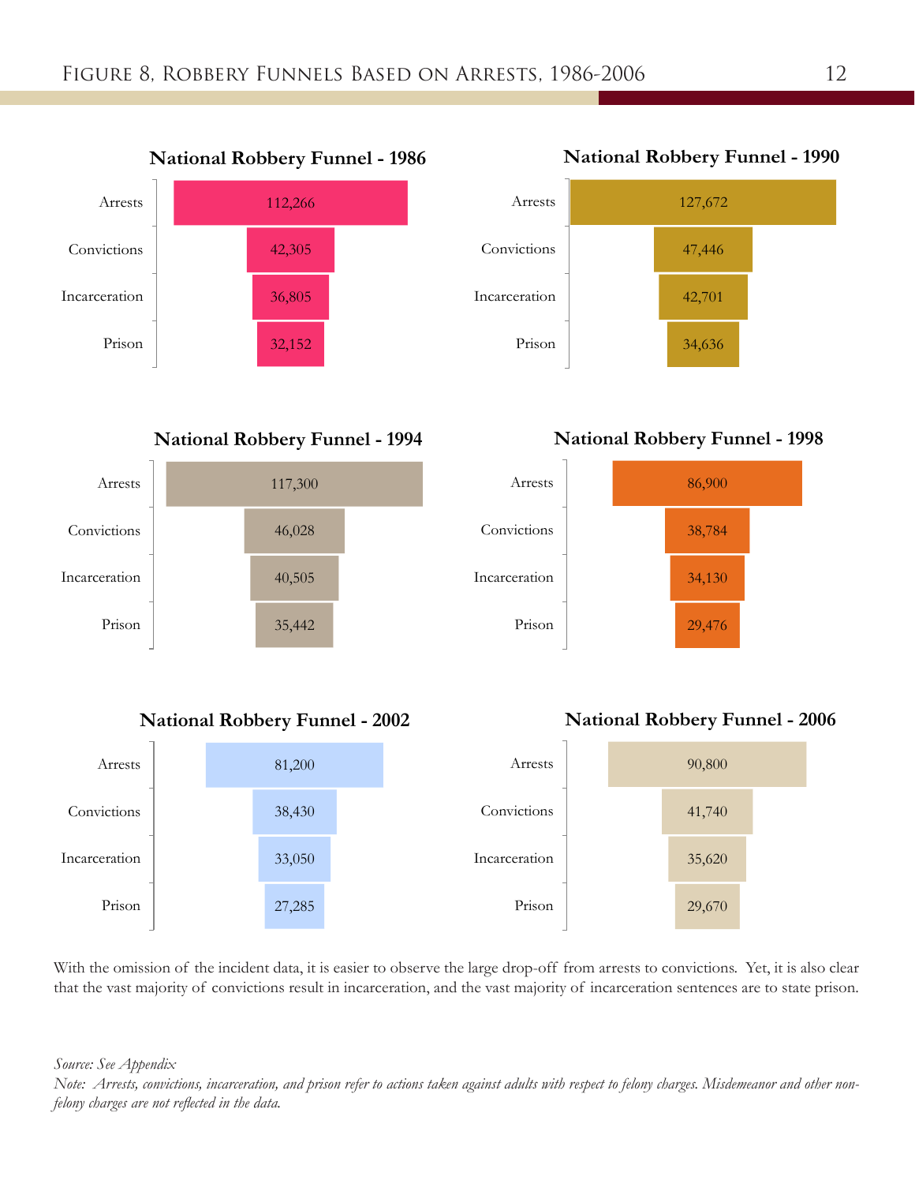# Figure 8, Robbery Funnels Based on Arrests, 1986-2006

**National Robbery Funnel - 1986**

| Stage | Count |
|---|---|
| Arrests | 112,266 |
| Convictions | 42,305 |
| Incarceration | 36,805 |
| Prison | 32,152 |

**National Robbery Funnel - 1990**

| Stage | Count |
|---|---|
| Arrests | 127,672 |
| Convictions | 47,446 |
| Incarceration | 42,701 |
| Prison | 34,636 |

**National Robbery Funnel - 1994**

| Stage | Count |
|---|---|
| Arrests | 117,300 |
| Convictions | 46,028 |
| Incarceration | 40,505 |
| Prison | 35,442 |

**National Robbery Funnel - 1998**

| Stage | Count |
|---|---|
| Arrests | 86,900 |
| Convictions | 38,784 |
| Incarceration | 34,130 |
| Prison | 29,476 |

**National Robbery Funnel - 2002**

| Stage | Count |
|---|---|
| Arrests | 81,200 |
| Convictions | 38,430 |
| Incarceration | 33,050 |
| Prison | 27,285 |

**National Robbery Funnel - 2006**

| Stage | Count |
|---|---|
| Arrests | 90,800 |
| Convictions | 41,740 |
| Incarceration | 35,620 |
| Prison | 29,670 |

With the omission of the incident data, it is easier to observe the large drop-off from arrests to convictions. Yet, it is also clear that the vast majority of convictions result in incarceration, and the vast majority of incarceration sentences are to state prison.

*Source: See Appendix*

*Note: Arrests, convictions, incarceration, and prison refer to actions taken against adults with respect to felony charges. Misdemeanor and other non-felony charges are not reflected in the data.*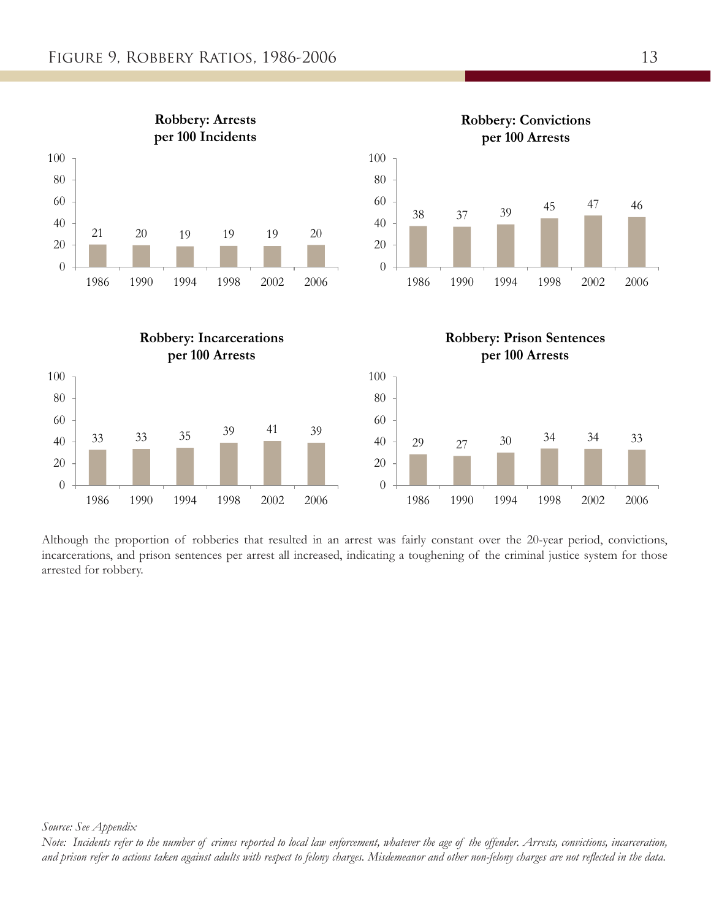# Figure 9, Robbery Ratios, 1986-2006

**Robbery: Arrests per 100 Incidents**

| 1986 | 1990 | 1994 | 1998 | 2002 | 2006 |
|---|---|---|---|---|---|
| 21 | 20 | 19 | 19 | 19 | 20 |

**Robbery: Convictions per 100 Arrests**

| 1986 | 1990 | 1994 | 1998 | 2002 | 2006 |
|---|---|---|---|---|---|
| 38 | 37 | 39 | 45 | 47 | 46 |

**Robbery: Incarcerations per 100 Arrests**

| 1986 | 1990 | 1994 | 1998 | 2002 | 2006 |
|---|---|---|---|---|---|
| 33 | 33 | 35 | 39 | 41 | 39 |

**Robbery: Prison Sentences per 100 Arrests**

| 1986 | 1990 | 1994 | 1998 | 2002 | 2006 |
|---|---|---|---|---|---|
| 29 | 27 | 30 | 34 | 34 | 33 |

Although the proportion of robberies that resulted in an arrest was fairly constant over the 20-year period, convictions, incarcerations, and prison sentences per arrest all increased, indicating a toughening of the criminal justice system for those arrested for robbery.

*Source: See Appendix*

*Note: Incidents refer to the number of crimes reported to local law enforcement, whatever the age of the offender. Arrests, convictions, incarceration, and prison refer to actions taken against adults with respect to felony charges. Misdemeanor and other non-felony charges are not reflected in the data.*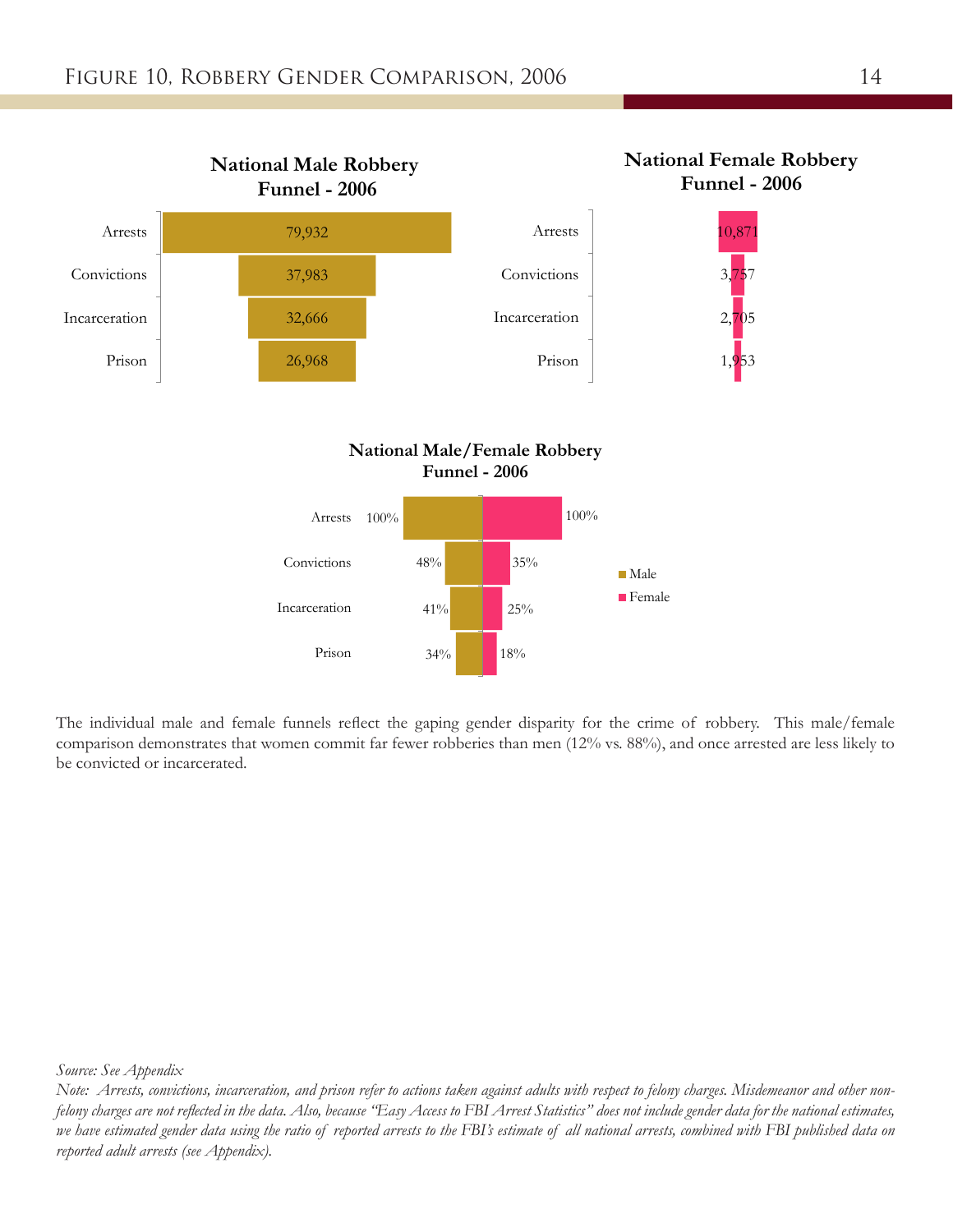# Figure 10, Robbery Gender Comparison, 2006

**National Male Robbery Funnel - 2006**

| Stage | Count |
|---|---|
| Arrests | 79,932 |
| Convictions | 37,983 |
| Incarceration | 32,666 |
| Prison | 26,968 |

**National Female Robbery Funnel - 2006**

| Stage | Count |
|---|---|
| Arrests | 10,871 |
| Convictions | 3,757 |
| Incarceration | 2,705 |
| Prison | 1,953 |

**National Male/Female Robbery Funnel - 2006**

| Stage | Male | Female |
|---|---|---|
| Arrests | 100% | 100% |
| Convictions | 48% | 35% |
| Incarceration | 41% | 25% |
| Prison | 34% | 18% |

The individual male and female funnels reflect the gaping gender disparity for the crime of robbery. This male/female comparison demonstrates that women commit far fewer robberies than men (12% vs. 88%), and once arrested are less likely to be convicted or incarcerated.

*Source: See Appendix*

*Note: Arrests, convictions, incarceration, and prison refer to actions taken against adults with respect to felony charges. Misdemeanor and other non-felony charges are not reflected in the data. Also, because "Easy Access to FBI Arrest Statistics" does not include gender data for the national estimates, we have estimated gender data using the ratio of reported arrests to the FBI's estimate of all national arrests, combined with FBI published data on reported adult arrests (see Appendix).*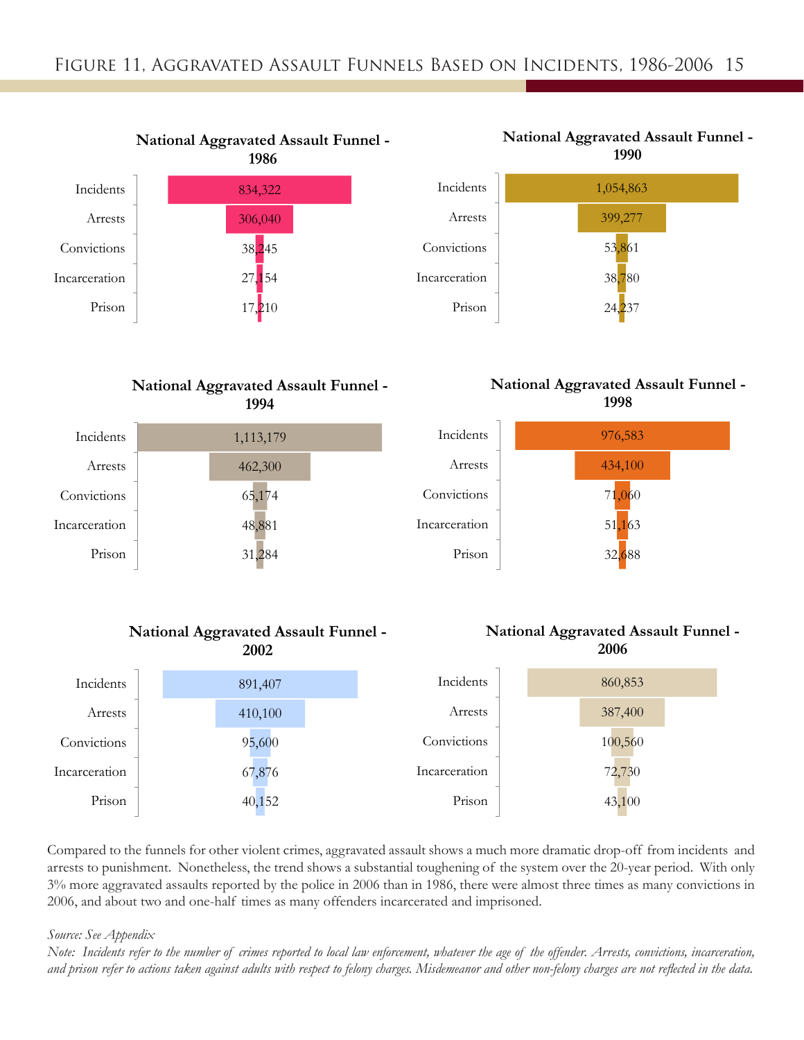# Figure 11, Aggravated Assault Funnels Based on Incidents, 1986-2006

**National Aggravated Assault Funnel - 1986**

| Stage | Count |
|---|---|
| Incidents | 834,322 |
| Arrests | 306,040 |
| Convictions | 38,245 |
| Incarceration | 27,154 |
| Prison | 17,210 |

**National Aggravated Assault Funnel - 1990**

| Stage | Count |
|---|---|
| Incidents | 1,054,863 |
| Arrests | 399,277 |
| Convictions | 53,861 |
| Incarceration | 38,780 |
| Prison | 24,237 |

**National Aggravated Assault Funnel - 1994**

| Stage | Count |
|---|---|
| Incidents | 1,113,179 |
| Arrests | 462,300 |
| Convictions | 65,174 |
| Incarceration | 48,881 |
| Prison | 31,284 |

**National Aggravated Assault Funnel - 1998**

| Stage | Count |
|---|---|
| Incidents | 976,583 |
| Arrests | 434,100 |
| Convictions | 71,060 |
| Incarceration | 51,163 |
| Prison | 32,688 |

**National Aggravated Assault Funnel - 2002**

| Stage | Count |
|---|---|
| Incidents | 891,407 |
| Arrests | 410,100 |
| Convictions | 95,600 |
| Incarceration | 67,876 |
| Prison | 40,152 |

**National Aggravated Assault Funnel - 2006**

| Stage | Count |
|---|---|
| Incidents | 860,853 |
| Arrests | 387,400 |
| Convictions | 100,560 |
| Incarceration | 72,730 |
| Prison | 43,100 |

Compared to the funnels for other violent crimes, aggravated assault shows a much more dramatic drop-off from incidents and arrests to punishment. Nonetheless, the trend shows a substantial toughening of the system over the 20-year period. With only 3% more aggravated assaults reported by the police in 2006 than in 1986, there were almost three times as many convictions in 2006, and about two and one-half times as many offenders incarcerated and imprisoned.

*Source: See Appendix*

*Note: Incidents refer to the number of crimes reported to local law enforcement, whatever the age of the offender. Arrests, convictions, incarceration, and prison refer to actions taken against adults with respect to felony charges. Misdemeanor and other non-felony charges are not reflected in the data.*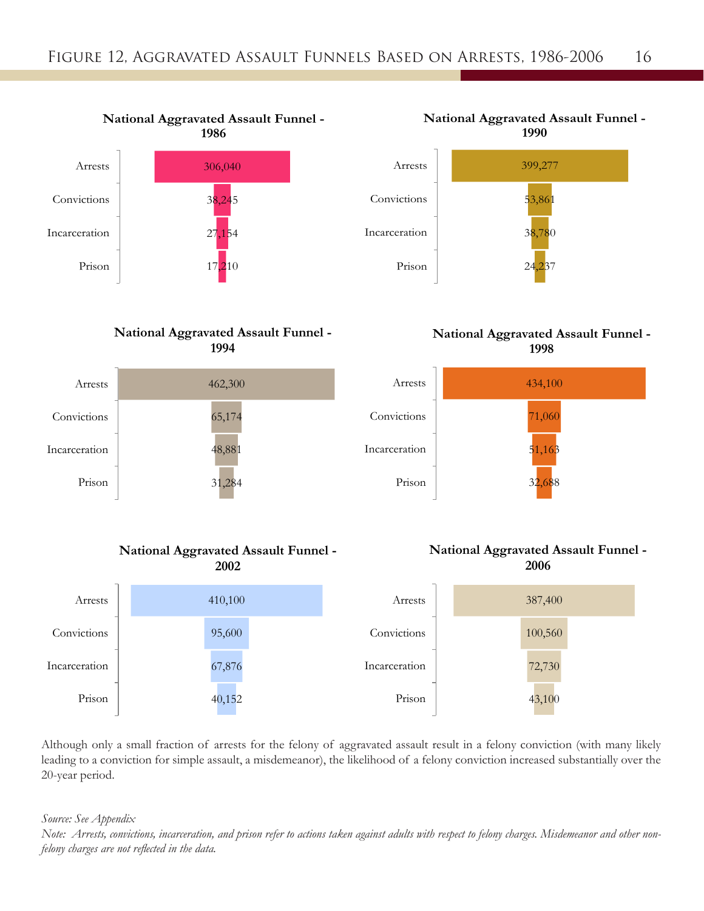# Figure 12, Aggravated Assault Funnels Based on Arrests, 1986-2006

**National Aggravated Assault Funnel - 1986**

| Stage | Count |
|---|---|
| Arrests | 306,040 |
| Convictions | 38,245 |
| Incarceration | 27,154 |
| Prison | 17,210 |

**National Aggravated Assault Funnel - 1990**

| Stage | Count |
|---|---|
| Arrests | 399,277 |
| Convictions | 53,861 |
| Incarceration | 38,780 |
| Prison | 24,237 |

**National Aggravated Assault Funnel - 1994**

| Stage | Count |
|---|---|
| Arrests | 462,300 |
| Convictions | 65,174 |
| Incarceration | 48,881 |
| Prison | 31,284 |

**National Aggravated Assault Funnel - 1998**

| Stage | Count |
|---|---|
| Arrests | 434,100 |
| Convictions | 71,060 |
| Incarceration | 51,163 |
| Prison | 32,688 |

**National Aggravated Assault Funnel - 2002**

| Stage | Count |
|---|---|
| Arrests | 410,100 |
| Convictions | 95,600 |
| Incarceration | 67,876 |
| Prison | 40,152 |

**National Aggravated Assault Funnel - 2006**

| Stage | Count |
|---|---|
| Arrests | 387,400 |
| Convictions | 100,560 |
| Incarceration | 72,730 |
| Prison | 43,100 |

Although only a small fraction of arrests for the felony of aggravated assault result in a felony conviction (with many likely leading to a conviction for simple assault, a misdemeanor), the likelihood of a felony conviction increased substantially over the 20-year period.

*Source: See Appendix*

*Note: Arrests, convictions, incarceration, and prison refer to actions taken against adults with respect to felony charges. Misdemeanor and other non-felony charges are not reflected in the data.*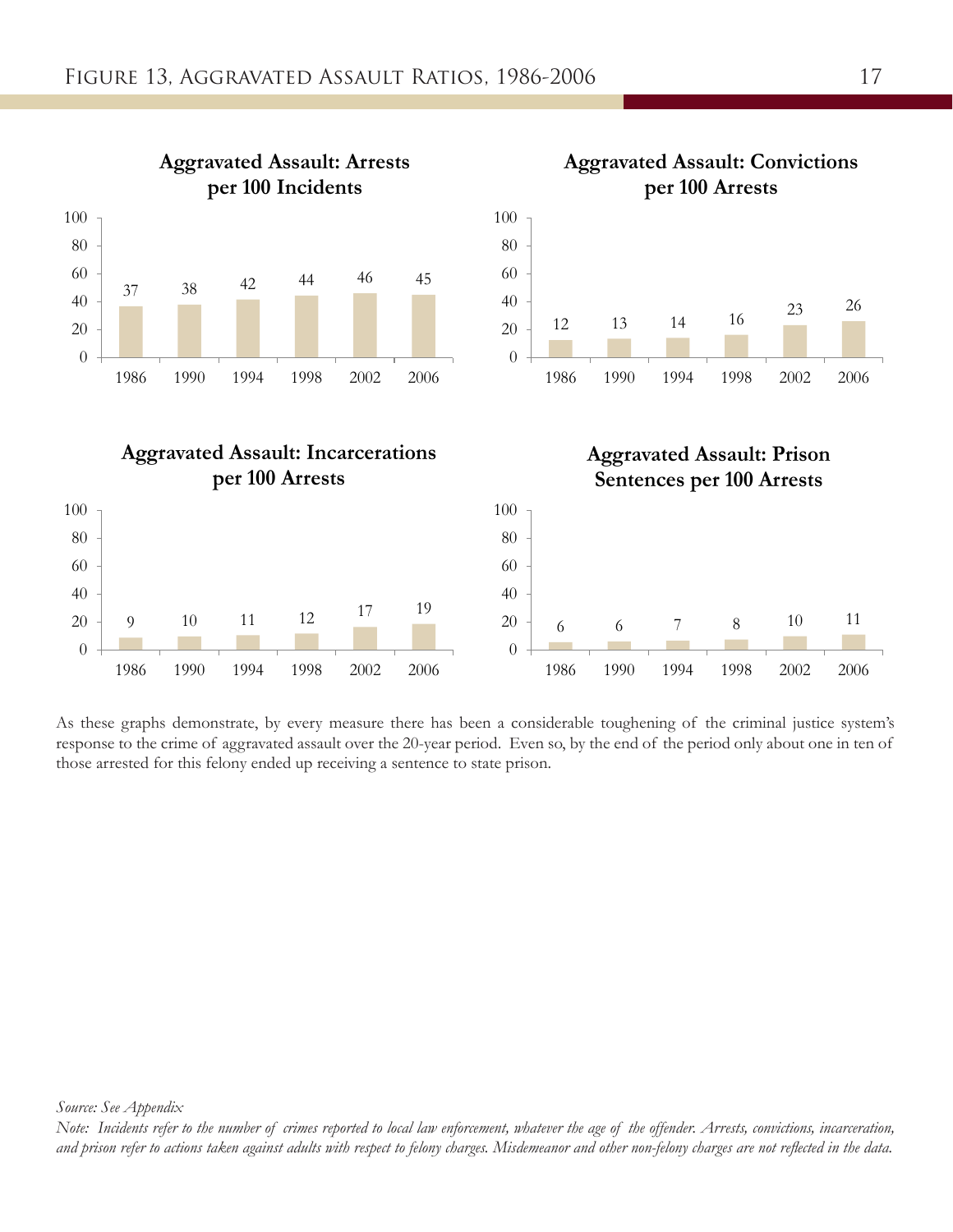# Figure 13, Aggravated Assault Ratios, 1986-2006

**Aggravated Assault: Arrests per 100 Incidents**

| 1986 | 1990 | 1994 | 1998 | 2002 | 2006 |
|---|---|---|---|---|---|
| 37 | 38 | 42 | 44 | 46 | 45 |

**Aggravated Assault: Convictions per 100 Arrests**

| 1986 | 1990 | 1994 | 1998 | 2002 | 2006 |
|---|---|---|---|---|---|
| 12 | 13 | 14 | 16 | 23 | 26 |

**Aggravated Assault: Incarcerations per 100 Arrests**

| 1986 | 1990 | 1994 | 1998 | 2002 | 2006 |
|---|---|---|---|---|---|
| 9 | 10 | 11 | 12 | 17 | 19 |

**Aggravated Assault: Prison Sentences per 100 Arrests**

| 1986 | 1990 | 1994 | 1998 | 2002 | 2006 |
|---|---|---|---|---|---|
| 6 | 6 | 7 | 8 | 10 | 11 |

As these graphs demonstrate, by every measure there has been a considerable toughening of the criminal justice system's response to the crime of aggravated assault over the 20-year period. Even so, by the end of the period only about one in ten of those arrested for this felony ended up receiving a sentence to state prison.

*Source: See Appendix*

*Note: Incidents refer to the number of crimes reported to local law enforcement, whatever the age of the offender. Arrests, convictions, incarceration, and prison refer to actions taken against adults with respect to felony charges. Misdemeanor and other non-felony charges are not reflected in the data.*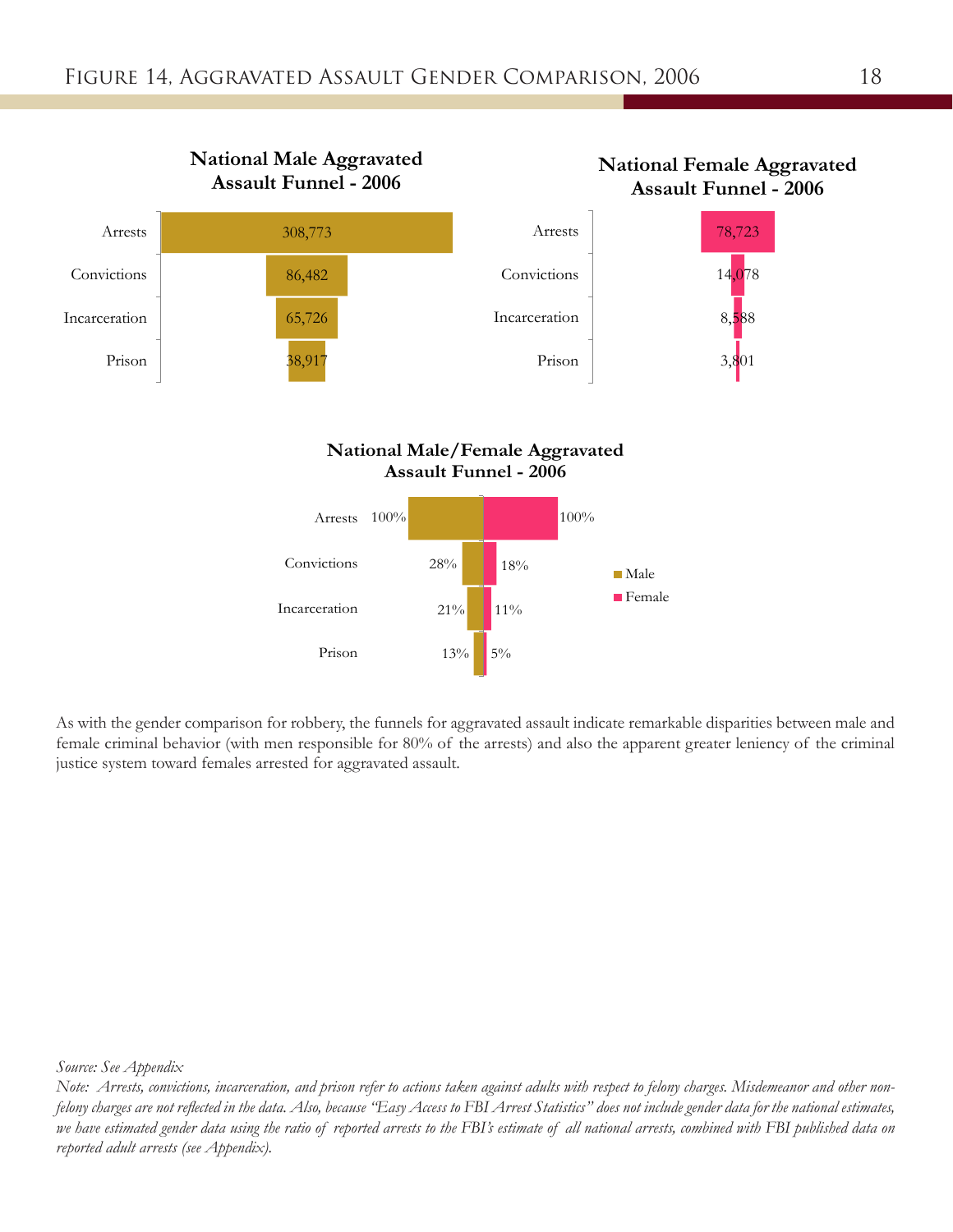# Figure 14, Aggravated Assault Gender Comparison, 2006

**National Male Aggravated Assault Funnel - 2006**

| Stage | Count |
|---|---|
| Arrests | 308,773 |
| Convictions | 86,482 |
| Incarceration | 65,726 |
| Prison | 38,917 |

**National Female Aggravated Assault Funnel - 2006**

| Stage | Count |
|---|---|
| Arrests | 78,723 |
| Convictions | 14,078 |
| Incarceration | 8,588 |
| Prison | 3,801 |

**National Male/Female Aggravated Assault Funnel - 2006**

| Stage | Male | Female |
|---|---|---|
| Arrests | 100% | 100% |
| Convictions | 28% | 18% |
| Incarceration | 21% | 11% |
| Prison | 13% | 5% |

As with the gender comparison for robbery, the funnels for aggravated assault indicate remarkable disparities between male and female criminal behavior (with men responsible for 80% of the arrests) and also the apparent greater leniency of the criminal justice system toward females arrested for aggravated assault.

*Source: See Appendix*

*Note: Arrests, convictions, incarceration, and prison refer to actions taken against adults with respect to felony charges. Misdemeanor and other non-felony charges are not reflected in the data. Also, because "Easy Access to FBI Arrest Statistics" does not include gender data for the national estimates, we have estimated gender data using the ratio of reported arrests to the FBI's estimate of all national arrests, combined with FBI published data on reported adult arrests (see Appendix).*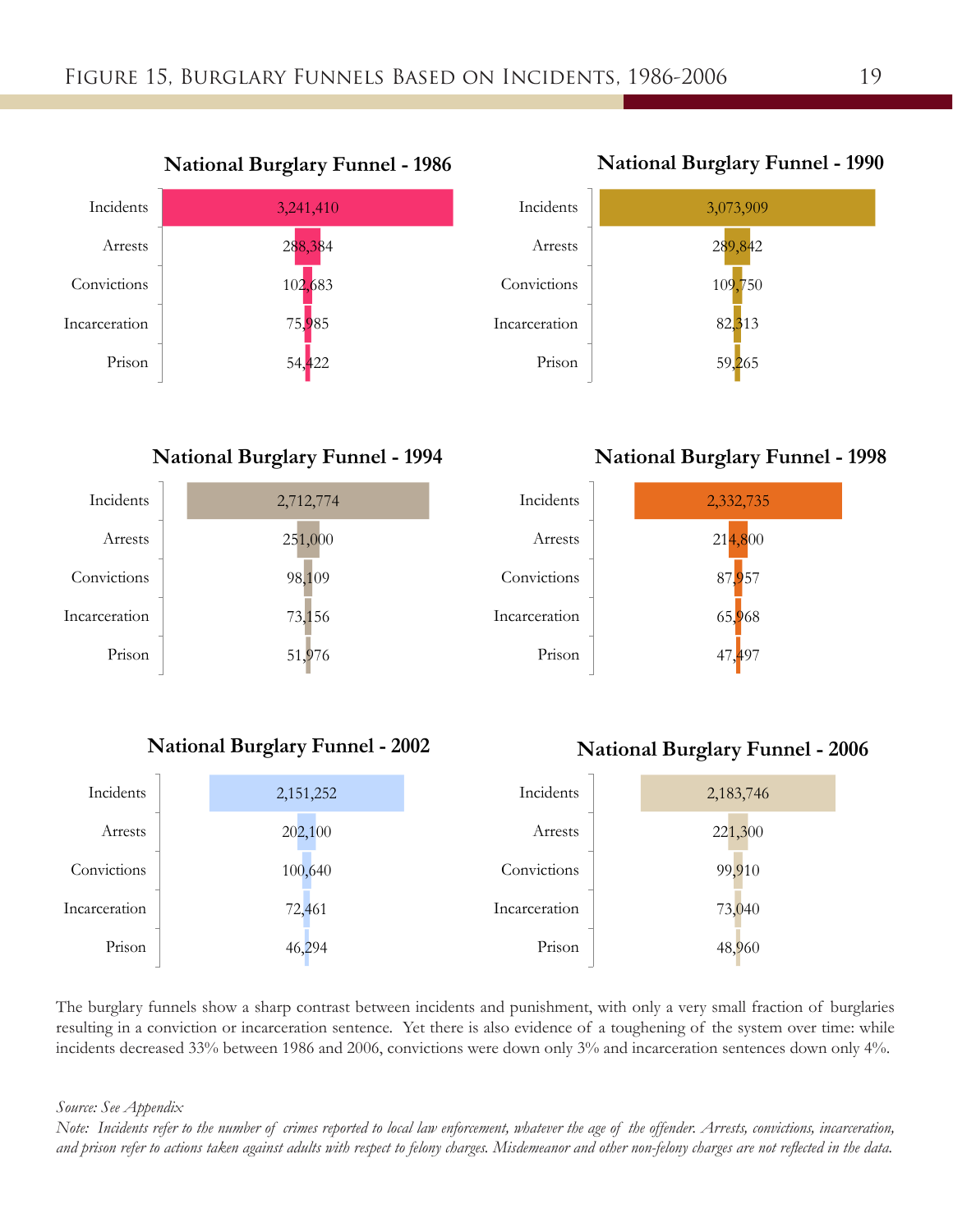# Figure 15, Burglary Funnels Based on Incidents, 1986-2006

**National Burglary Funnel - 1986**

| Stage | Count |
|---|---|
| Incidents | 3,241,410 |
| Arrests | 288,384 |
| Convictions | 102,683 |
| Incarceration | 75,985 |
| Prison | 54,422 |

**National Burglary Funnel - 1990**

| Stage | Count |
|---|---|
| Incidents | 3,073,909 |
| Arrests | 289,842 |
| Convictions | 109,750 |
| Incarceration | 82,313 |
| Prison | 59,265 |

**National Burglary Funnel - 1994**

| Stage | Count |
|---|---|
| Incidents | 2,712,774 |
| Arrests | 251,000 |
| Convictions | 98,109 |
| Incarceration | 73,156 |
| Prison | 51,976 |

**National Burglary Funnel - 1998**

| Stage | Count |
|---|---|
| Incidents | 2,332,735 |
| Arrests | 214,800 |
| Convictions | 87,957 |
| Incarceration | 65,968 |
| Prison | 47,497 |

**National Burglary Funnel - 2002**

| Stage | Count |
|---|---|
| Incidents | 2,151,252 |
| Arrests | 202,100 |
| Convictions | 100,640 |
| Incarceration | 72,461 |
| Prison | 46,294 |

**National Burglary Funnel - 2006**

| Stage | Count |
|---|---|
| Incidents | 2,183,746 |
| Arrests | 221,300 |
| Convictions | 99,910 |
| Incarceration | 73,040 |
| Prison | 48,960 |

The burglary funnels show a sharp contrast between incidents and punishment, with only a very small fraction of burglaries resulting in a conviction or incarceration sentence. Yet there is also evidence of a toughening of the system over time: while incidents decreased 33% between 1986 and 2006, convictions were down only 3% and incarceration sentences down only 4%.

*Source: See Appendix*

*Note: Incidents refer to the number of crimes reported to local law enforcement, whatever the age of the offender. Arrests, convictions, incarceration, and prison refer to actions taken against adults with respect to felony charges. Misdemeanor and other non-felony charges are not reflected in the data.*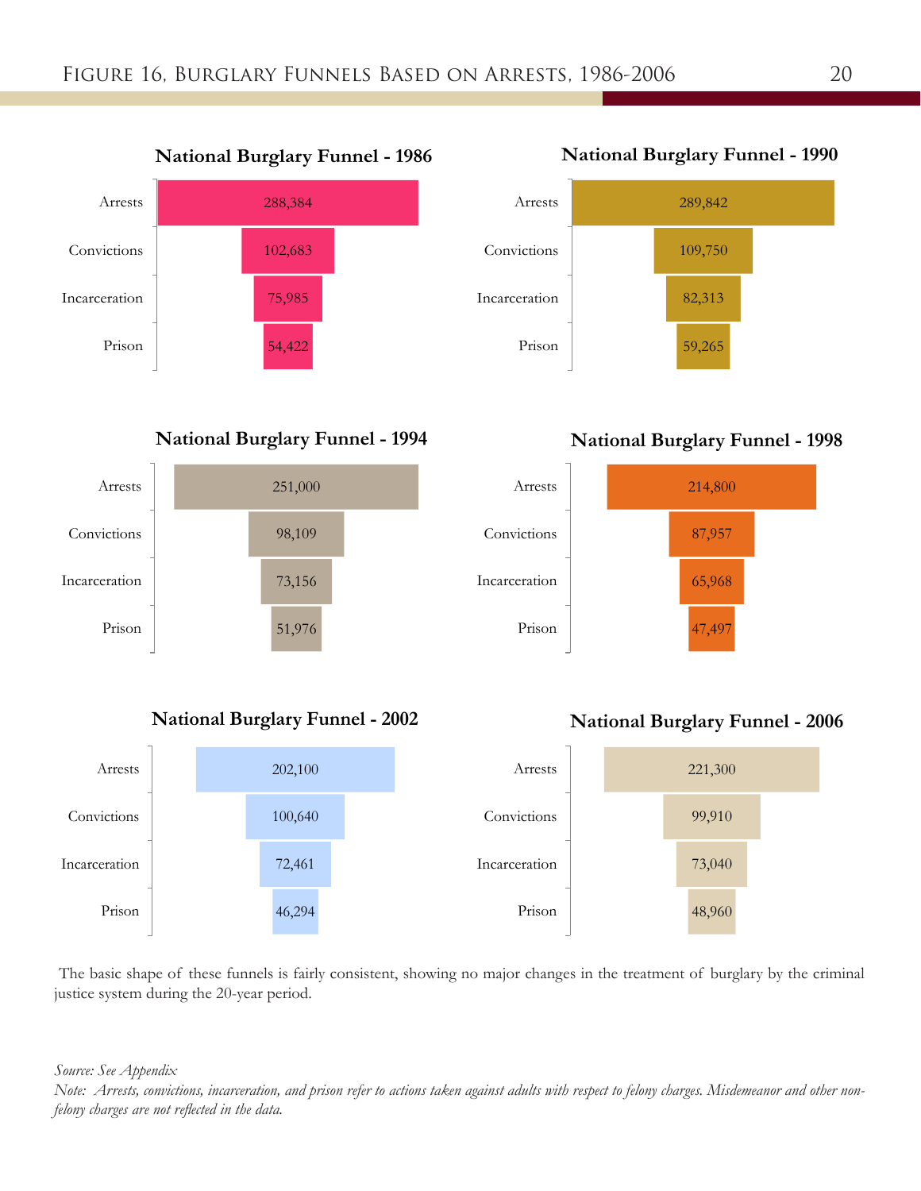# Figure 16, Burglary Funnels Based on Arrests, 1986-2006

**National Burglary Funnel - 1986**

| Stage | Count |
|---|---|
| Arrests | 288,384 |
| Convictions | 102,683 |
| Incarceration | 75,985 |
| Prison | 54,422 |

**National Burglary Funnel - 1990**

| Stage | Count |
|---|---|
| Arrests | 289,842 |
| Convictions | 109,750 |
| Incarceration | 82,313 |
| Prison | 59,265 |

**National Burglary Funnel - 1994**

| Stage | Count |
|---|---|
| Arrests | 251,000 |
| Convictions | 98,109 |
| Incarceration | 73,156 |
| Prison | 51,976 |

**National Burglary Funnel - 1998**

| Stage | Count |
|---|---|
| Arrests | 214,800 |
| Convictions | 87,957 |
| Incarceration | 65,968 |
| Prison | 47,497 |

**National Burglary Funnel - 2002**

| Stage | Count |
|---|---|
| Arrests | 202,100 |
| Convictions | 100,640 |
| Incarceration | 72,461 |
| Prison | 46,294 |

**National Burglary Funnel - 2006**

| Stage | Count |
|---|---|
| Arrests | 221,300 |
| Convictions | 99,910 |
| Incarceration | 73,040 |
| Prison | 48,960 |

The basic shape of these funnels is fairly consistent, showing no major changes in the treatment of burglary by the criminal justice system during the 20-year period.

*Source: See Appendix*

*Note: Arrests, convictions, incarceration, and prison refer to actions taken against adults with respect to felony charges. Misdemeanor and other non-felony charges are not reflected in the data.*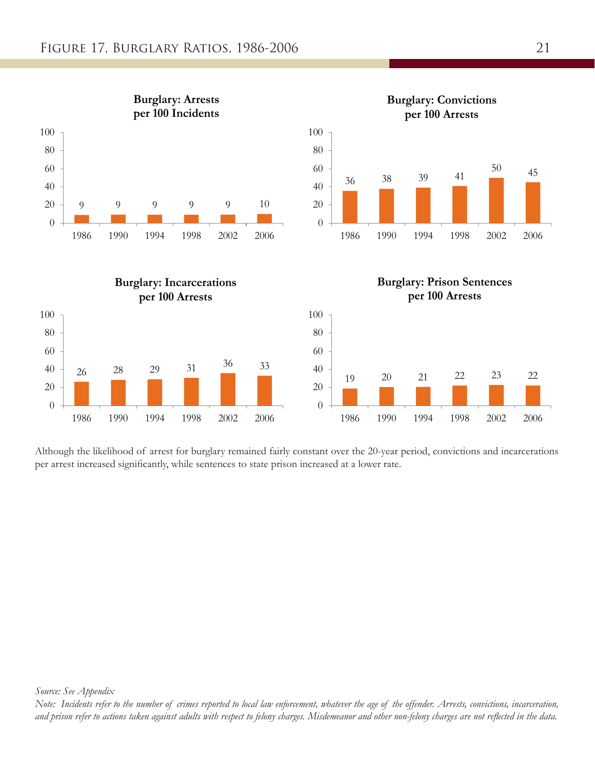# Figure 17, Burglary Ratios, 1986-2006

**Burglary: Arrests per 100 Incidents**

| 1986 | 1990 | 1994 | 1998 | 2002 | 2006 |
|---|---|---|---|---|---|
| 9 | 9 | 9 | 9 | 9 | 10 |

**Burglary: Convictions per 100 Arrests**

| 1986 | 1990 | 1994 | 1998 | 2002 | 2006 |
|---|---|---|---|---|---|
| 36 | 38 | 39 | 41 | 50 | 45 |

**Burglary: Incarcerations per 100 Arrests**

| 1986 | 1990 | 1994 | 1998 | 2002 | 2006 |
|---|---|---|---|---|---|
| 26 | 28 | 29 | 31 | 36 | 33 |

**Burglary: Prison Sentences per 100 Arrests**

| 1986 | 1990 | 1994 | 1998 | 2002 | 2006 |
|---|---|---|---|---|---|
| 19 | 20 | 21 | 22 | 23 | 22 |

Although the likelihood of arrest for burglary remained fairly constant over the 20-year period, convictions and incarcerations per arrest increased significantly, while sentences to state prison increased at a lower rate.

*Source: See Appendix*

*Note: Incidents refer to the number of crimes reported to local law enforcement, whatever the age of the offender. Arrests, convictions, incarceration, and prison refer to actions taken against adults with respect to felony charges. Misdemeanor and other non-felony charges are not reflected in the data.*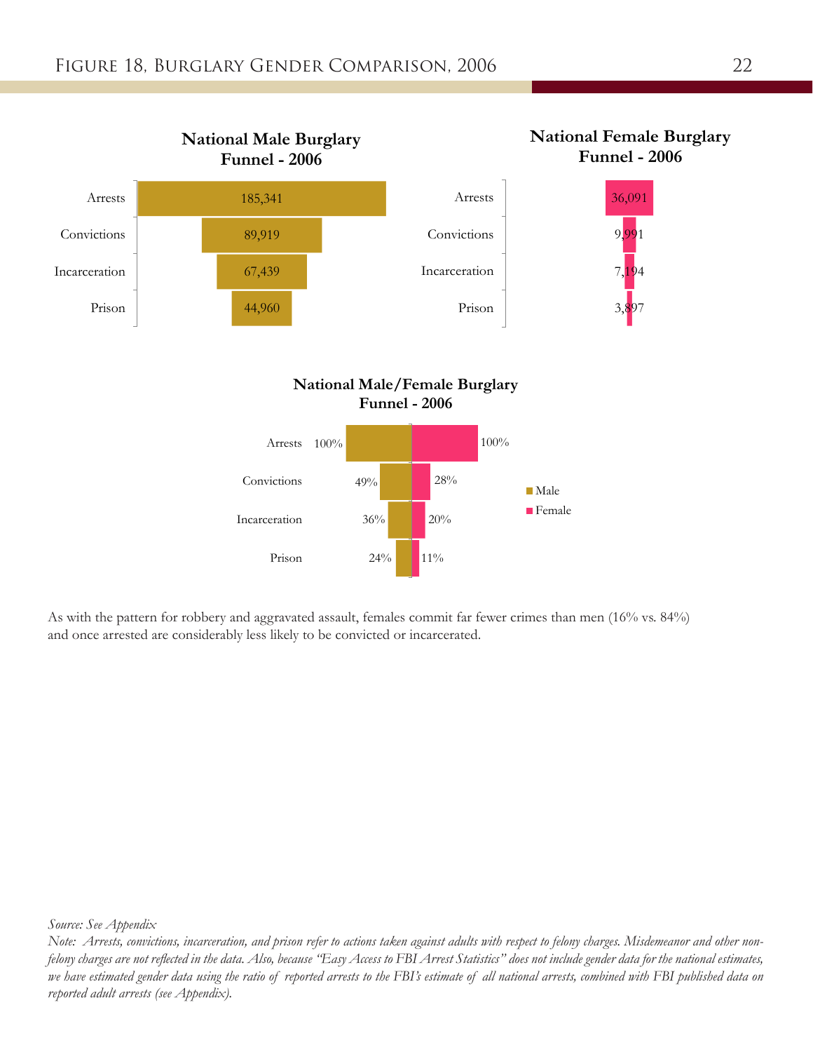# Figure 18, Burglary Gender Comparison, 2006

**National Male Burglary Funnel - 2006**

| | |
|---|---|
| Arrests | 185,341 |
| Convictions | 89,919 |
| Incarceration | 67,439 |
| Prison | 44,960 |

**National Female Burglary Funnel - 2006**

| | |
|---|---|
| Arrests | 36,091 |
| Convictions | 9,991 |
| Incarceration | 7,194 |
| Prison | 3,897 |

**National Male/Female Burglary Funnel - 2006**

| | Male | Female |
|---|---|---|
| Arrests | 100% | 100% |
| Convictions | 49% | 28% |
| Incarceration | 36% | 20% |
| Prison | 24% | 11% |

As with the pattern for robbery and aggravated assault, females commit far fewer crimes than men (16% vs. 84%) and once arrested are considerably less likely to be convicted or incarcerated.

*Source: See Appendix*

*Note: Arrests, convictions, incarceration, and prison refer to actions taken against adults with respect to felony charges. Misdemeanor and other non-felony charges are not reflected in the data. Also, because "Easy Access to FBI Arrest Statistics" does not include gender data for the national estimates, we have estimated gender data using the ratio of reported arrests to the FBI's estimate of all national arrests, combined with FBI published data on reported adult arrests (see Appendix).*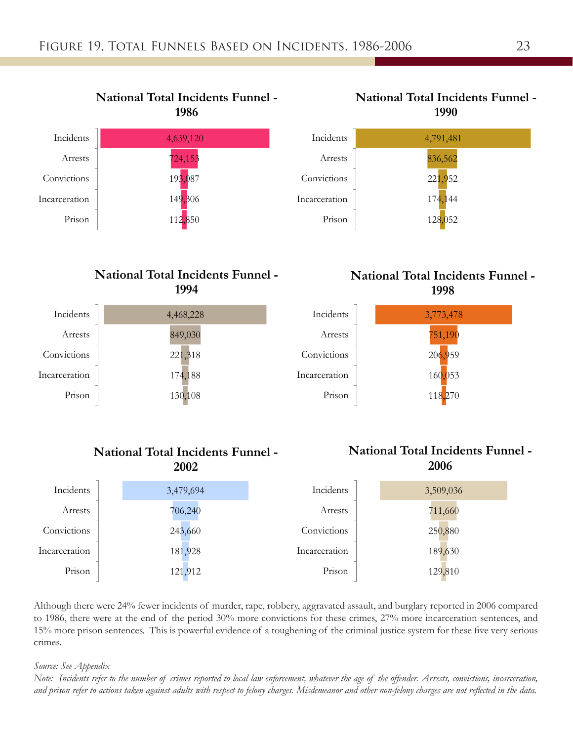# Figure 19, Total Funnels Based on Incidents, 1986-2006

### National Total Incidents Funnel - 1986

| Stage | Count |
| --- | --- |
| Incidents | 4,639,120 |
| Arrests | 724,153 |
| Convictions | 193,087 |
| Incarceration | 149,306 |
| Prison | 112,850 |

### National Total Incidents Funnel - 1990

| Stage | Count |
| --- | --- |
| Incidents | 4,791,481 |
| Arrests | 836,562 |
| Convictions | 221,952 |
| Incarceration | 174,144 |
| Prison | 128,052 |

### National Total Incidents Funnel - 1994

| Stage | Count |
| --- | --- |
| Incidents | 4,468,228 |
| Arrests | 849,030 |
| Convictions | 221,318 |
| Incarceration | 174,188 |
| Prison | 130,108 |

### National Total Incidents Funnel - 1998

| Stage | Count |
| --- | --- |
| Incidents | 3,773,478 |
| Arrests | 751,190 |
| Convictions | 206,959 |
| Incarceration | 160,053 |
| Prison | 118,270 |

### National Total Incidents Funnel - 2002

| Stage | Count |
| --- | --- |
| Incidents | 3,479,694 |
| Arrests | 706,240 |
| Convictions | 243,660 |
| Incarceration | 181,928 |
| Prison | 121,912 |

### National Total Incidents Funnel - 2006

| Stage | Count |
| --- | --- |
| Incidents | 3,509,036 |
| Arrests | 711,660 |
| Convictions | 250,880 |
| Incarceration | 189,630 |
| Prison | 129,810 |

Although there were 24% fewer incidents of murder, rape, robbery, aggravated assault, and burglary reported in 2006 compared to 1986, there were at the end of the period 30% more convictions for these crimes, 27% more incarceration sentences, and 15% more prison sentences. This is powerful evidence of a toughening of the criminal justice system for these five very serious crimes.

*Source: See Appendix*

*Note: Incidents refer to the number of crimes reported to local law enforcement, whatever the age of the offender. Arrests, convictions, incarceration, and prison refer to actions taken against adults with respect to felony charges. Misdemeanor and other non-felony charges are not reflected in the data.*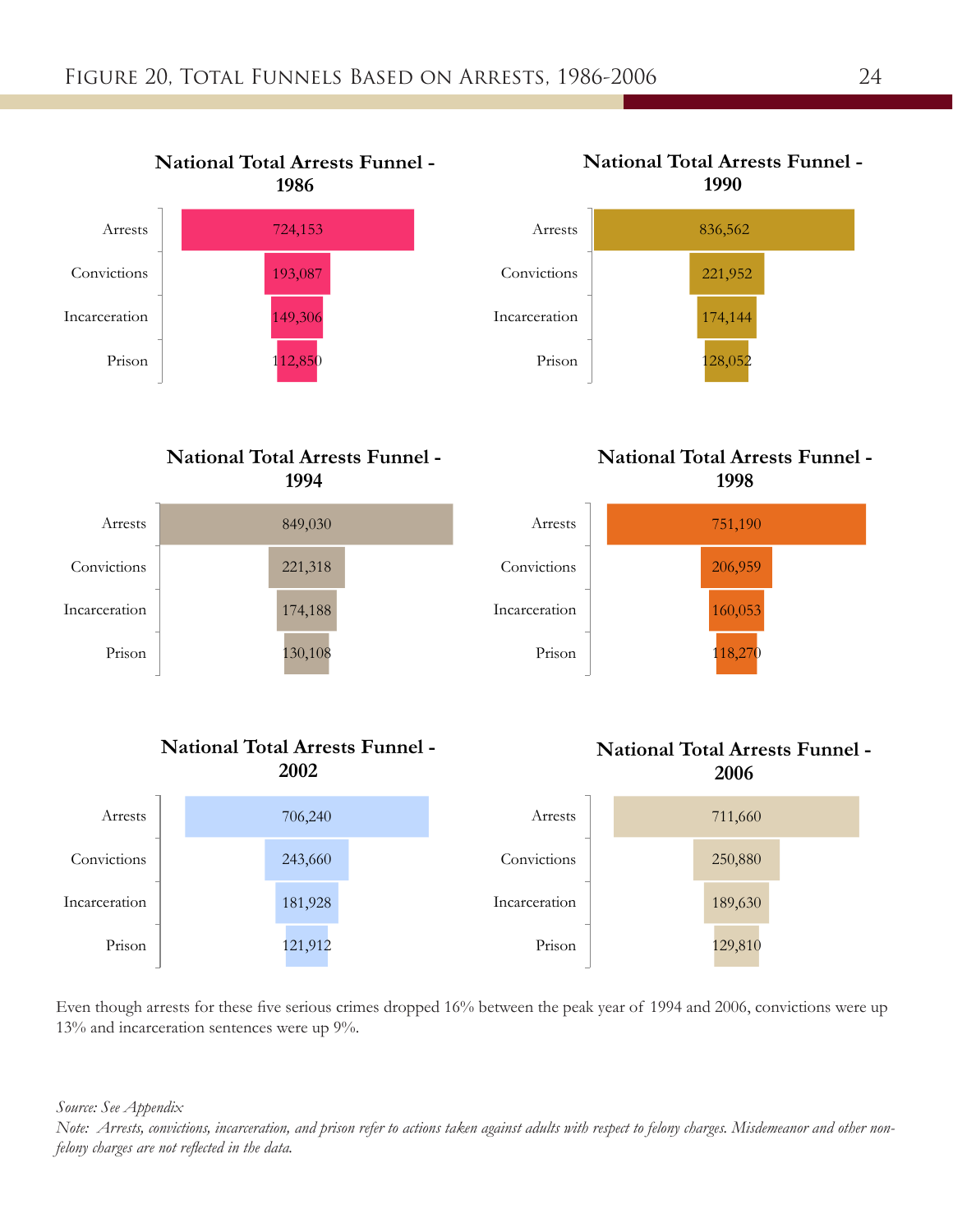# Figure 20, Total Funnels Based on Arrests, 1986-2006

### National Total Arrests Funnel - 1986

| Stage | Count |
|---|---|
| Arrests | 724,153 |
| Convictions | 193,087 |
| Incarceration | 149,306 |
| Prison | 112,850 |

### National Total Arrests Funnel - 1990

| Stage | Count |
|---|---|
| Arrests | 836,562 |
| Convictions | 221,952 |
| Incarceration | 174,144 |
| Prison | 128,052 |

### National Total Arrests Funnel - 1994

| Stage | Count |
|---|---|
| Arrests | 849,030 |
| Convictions | 221,318 |
| Incarceration | 174,188 |
| Prison | 130,108 |

### National Total Arrests Funnel - 1998

| Stage | Count |
|---|---|
| Arrests | 751,190 |
| Convictions | 206,959 |
| Incarceration | 160,053 |
| Prison | 118,270 |

### National Total Arrests Funnel - 2002

| Stage | Count |
|---|---|
| Arrests | 706,240 |
| Convictions | 243,660 |
| Incarceration | 181,928 |
| Prison | 121,912 |

### National Total Arrests Funnel - 2006

| Stage | Count |
|---|---|
| Arrests | 711,660 |
| Convictions | 250,880 |
| Incarceration | 189,630 |
| Prison | 129,810 |

Even though arrests for these five serious crimes dropped 16% between the peak year of 1994 and 2006, convictions were up 13% and incarceration sentences were up 9%.

*Source: See Appendix*

*Note: Arrests, convictions, incarceration, and prison refer to actions taken against adults with respect to felony charges. Misdemeanor and other non-felony charges are not reflected in the data.*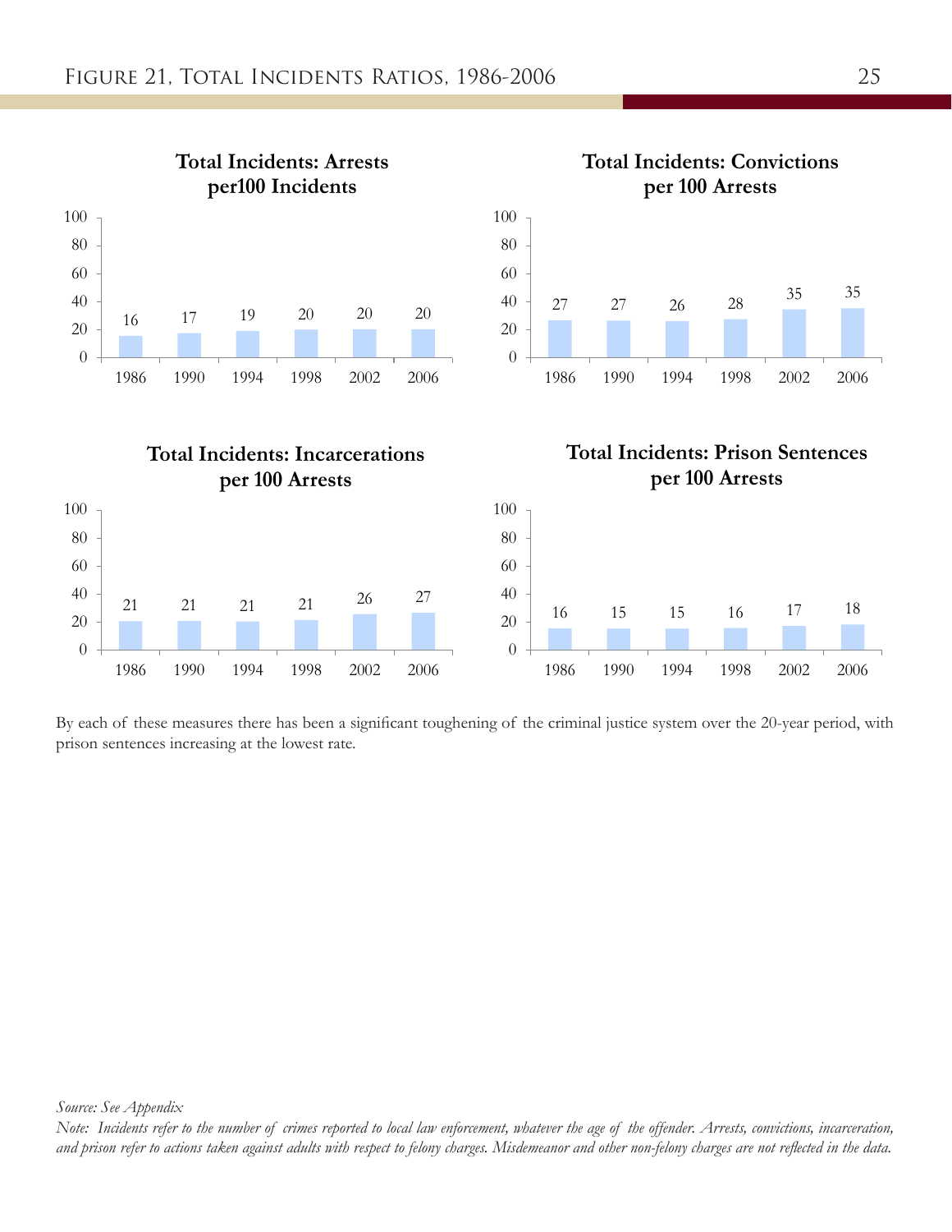# Figure 21, Total Incidents Ratios, 1986-2006

**Total Incidents: Arrests per100 Incidents**

| 1986 | 1990 | 1994 | 1998 | 2002 | 2006 |
|---|---|---|---|---|---|
| 16 | 17 | 19 | 20 | 20 | 20 |

**Total Incidents: Convictions per 100 Arrests**

| 1986 | 1990 | 1994 | 1998 | 2002 | 2006 |
|---|---|---|---|---|---|
| 27 | 27 | 26 | 28 | 35 | 35 |

**Total Incidents: Incarcerations per 100 Arrests**

| 1986 | 1990 | 1994 | 1998 | 2002 | 2006 |
|---|---|---|---|---|---|
| 21 | 21 | 21 | 21 | 26 | 27 |

**Total Incidents: Prison Sentences per 100 Arrests**

| 1986 | 1990 | 1994 | 1998 | 2002 | 2006 |
|---|---|---|---|---|---|
| 16 | 15 | 15 | 16 | 17 | 18 |

By each of these measures there has been a significant toughening of the criminal justice system over the 20-year period, with prison sentences increasing at the lowest rate.

*Source: See Appendix*

*Note: Incidents refer to the number of crimes reported to local law enforcement, whatever the age of the offender. Arrests, convictions, incarceration, and prison refer to actions taken against adults with respect to felony charges. Misdemeanor and other non-felony charges are not reflected in the data.*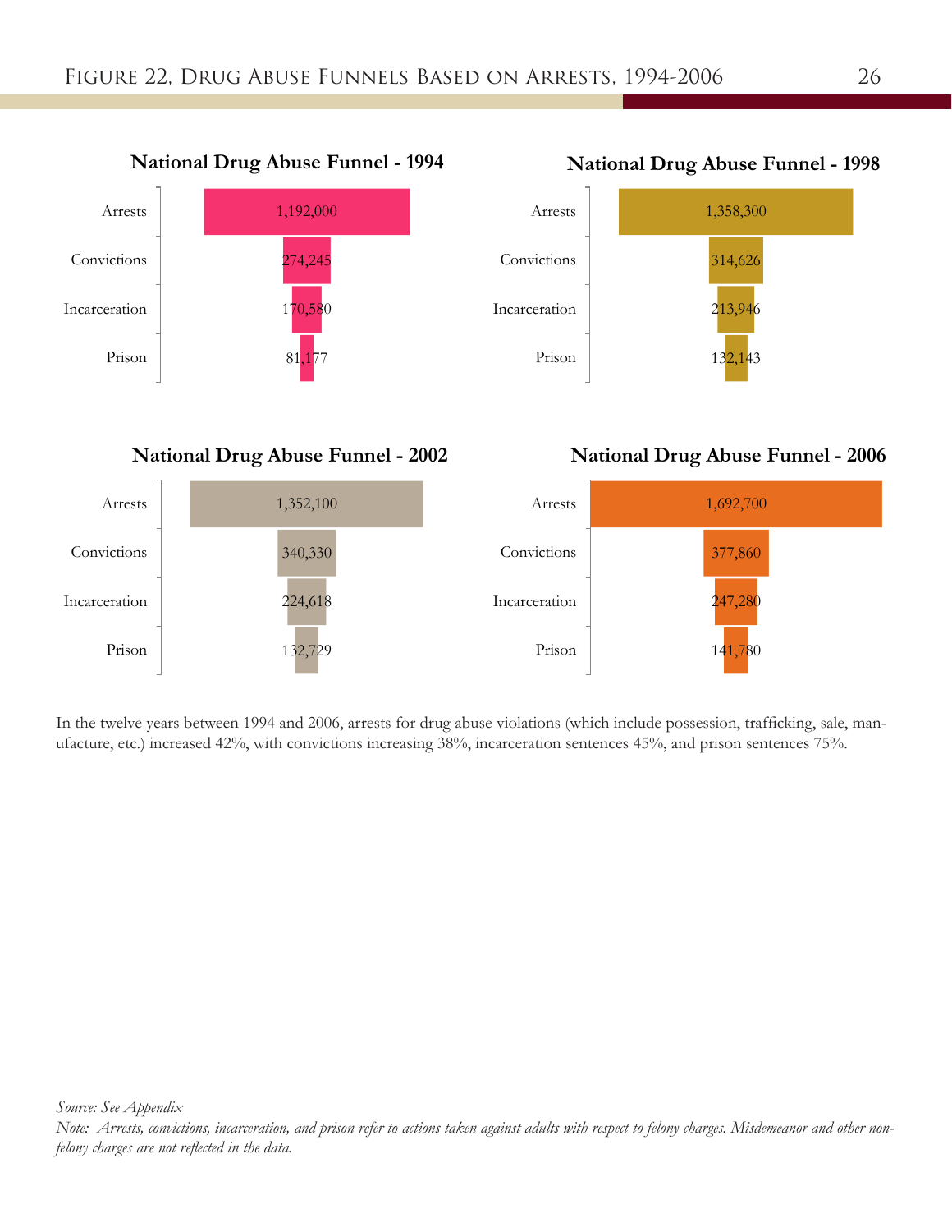# Figure 22, Drug Abuse Funnels Based on Arrests, 1994-2006

**National Drug Abuse Funnel - 1994**

| | |
|---|---|
| Arrests | 1,192,000 |
| Convictions | 274,245 |
| Incarceration | 170,580 |
| Prison | 81,177 |

**National Drug Abuse Funnel - 1998**

| | |
|---|---|
| Arrests | 1,358,300 |
| Convictions | 314,626 |
| Incarceration | 213,946 |
| Prison | 132,143 |

**National Drug Abuse Funnel - 2002**

| | |
|---|---|
| Arrests | 1,352,100 |
| Convictions | 340,330 |
| Incarceration | 224,618 |
| Prison | 132,729 |

**National Drug Abuse Funnel - 2006**

| | |
|---|---|
| Arrests | 1,692,700 |
| Convictions | 377,860 |
| Incarceration | 247,280 |
| Prison | 141,780 |

In the twelve years between 1994 and 2006, arrests for drug abuse violations (which include possession, trafficking, sale, manufacture, etc.) increased 42%, with convictions increasing 38%, incarceration sentences 45%, and prison sentences 75%.

*Source: See Appendix*

*Note: Arrests, convictions, incarceration, and prison refer to actions taken against adults with respect to felony charges. Misdemeanor and other non-felony charges are not reflected in the data.*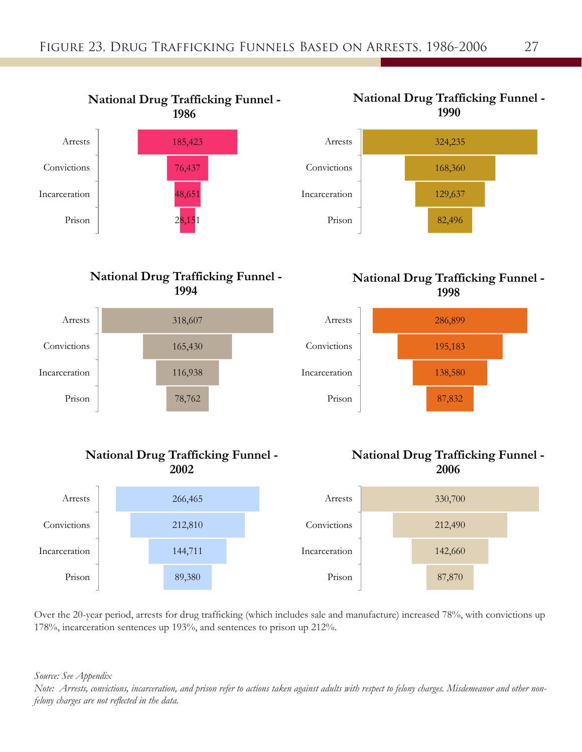# Figure 23, Drug Trafficking Funnels Based on Arrests, 1986-2006

### National Drug Trafficking Funnel - 1986

| Stage | Count |
|---|---|
| Arrests | 185,423 |
| Convictions | 76,437 |
| Incarceration | 48,651 |
| Prison | 28,151 |

### National Drug Trafficking Funnel - 1990

| Stage | Count |
|---|---|
| Arrests | 324,235 |
| Convictions | 168,360 |
| Incarceration | 129,637 |
| Prison | 82,496 |

### National Drug Trafficking Funnel - 1994

| Stage | Count |
|---|---|
| Arrests | 318,607 |
| Convictions | 165,430 |
| Incarceration | 116,938 |
| Prison | 78,762 |

### National Drug Trafficking Funnel - 1998

| Stage | Count |
|---|---|
| Arrests | 286,899 |
| Convictions | 195,183 |
| Incarceration | 138,580 |
| Prison | 87,832 |

### National Drug Trafficking Funnel - 2002

| Stage | Count |
|---|---|
| Arrests | 266,465 |
| Convictions | 212,810 |
| Incarceration | 144,711 |
| Prison | 89,380 |

### National Drug Trafficking Funnel - 2006

| Stage | Count |
|---|---|
| Arrests | 330,700 |
| Convictions | 212,490 |
| Incarceration | 142,660 |
| Prison | 87,870 |

Over the 20-year period, arrests for drug trafficking (which includes sale and manufacture) increased 78%, with convictions up 178%, incarceration sentences up 193%, and sentences to prison up 212%.

*Source: See Appendix*

*Note: Arrests, convictions, incarceration, and prison refer to actions taken against adults with respect to felony charges. Misdemeanor and other non-felony charges are not reflected in the data.*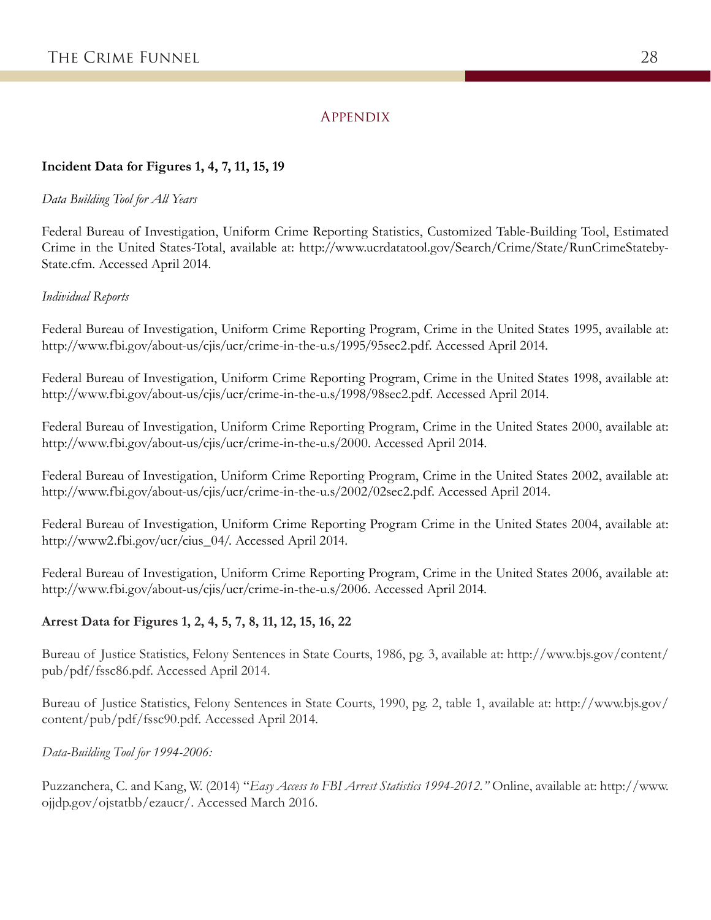## Appendix

**Incident Data for Figures 1, 4, 7, 11, 15, 19**

*Data Building Tool for All Years*

Federal Bureau of Investigation, Uniform Crime Reporting Statistics, Customized Table-Building Tool, Estimated Crime in the United States-Total, available at: http://www.ucrdatatool.gov/Search/Crime/State/RunCrimeStateby-State.cfm. Accessed April 2014.

*Individual Reports*

Federal Bureau of Investigation, Uniform Crime Reporting Program, Crime in the United States 1995, available at: http://www.fbi.gov/about-us/cjis/ucr/crime-in-the-u.s/1995/95sec2.pdf. Accessed April 2014.

Federal Bureau of Investigation, Uniform Crime Reporting Program, Crime in the United States 1998, available at: http://www.fbi.gov/about-us/cjis/ucr/crime-in-the-u.s/1998/98sec2.pdf. Accessed April 2014.

Federal Bureau of Investigation, Uniform Crime Reporting Program, Crime in the United States 2000, available at: http://www.fbi.gov/about-us/cjis/ucr/crime-in-the-u.s/2000. Accessed April 2014.

Federal Bureau of Investigation, Uniform Crime Reporting Program, Crime in the United States 2002, available at: http://www.fbi.gov/about-us/cjis/ucr/crime-in-the-u.s/2002/02sec2.pdf. Accessed April 2014.

Federal Bureau of Investigation, Uniform Crime Reporting Program Crime in the United States 2004, available at: http://www2.fbi.gov/ucr/cius_04/. Accessed April 2014.

Federal Bureau of Investigation, Uniform Crime Reporting Program, Crime in the United States 2006, available at: http://www.fbi.gov/about-us/cjis/ucr/crime-in-the-u.s/2006. Accessed April 2014.

**Arrest Data for Figures 1, 2, 4, 5, 7, 8, 11, 12, 15, 16, 22**

Bureau of Justice Statistics, Felony Sentences in State Courts, 1986, pg. 3, available at: http://www.bjs.gov/content/pub/pdf/fssc86.pdf. Accessed April 2014.

Bureau of Justice Statistics, Felony Sentences in State Courts, 1990, pg. 2, table 1, available at: http://www.bjs.gov/content/pub/pdf/fssc90.pdf. Accessed April 2014.

*Data-Building Tool for 1994-2006:*

Puzzanchera, C. and Kang, W. (2014) "*Easy Access to FBI Arrest Statistics 1994-2012.*" Online, available at: http://www.ojjdp.gov/ojstatbb/ezaucr/. Accessed March 2016.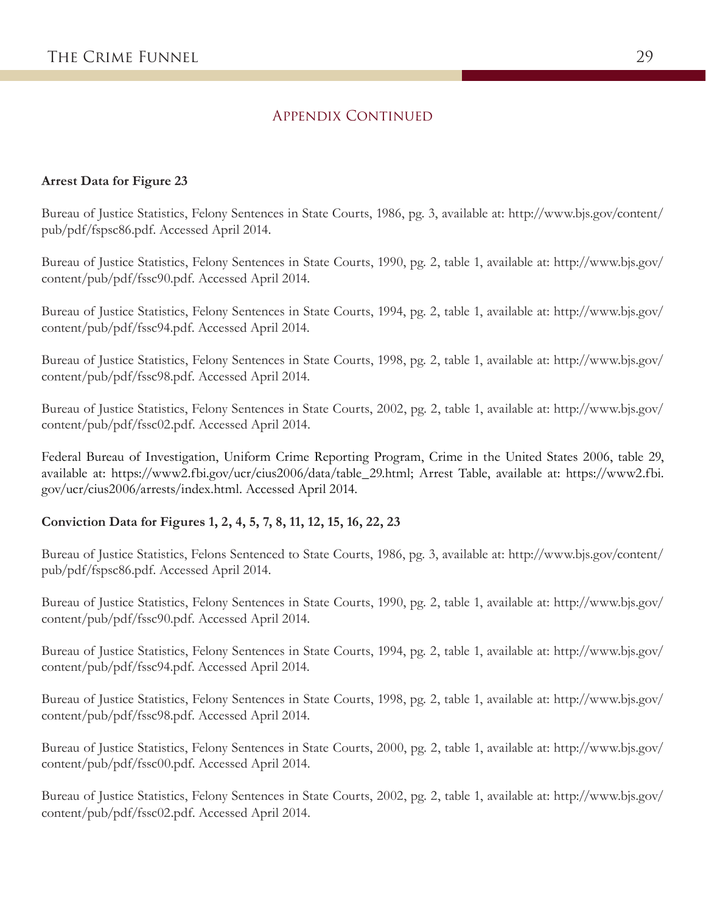## Appendix Continued

**Arrest Data for Figure 23**

Bureau of Justice Statistics, Felony Sentences in State Courts, 1986, pg. 3, available at: http://www.bjs.gov/content/pub/pdf/fspsc86.pdf. Accessed April 2014.

Bureau of Justice Statistics, Felony Sentences in State Courts, 1990, pg. 2, table 1, available at: http://www.bjs.gov/content/pub/pdf/fssc90.pdf. Accessed April 2014.

Bureau of Justice Statistics, Felony Sentences in State Courts, 1994, pg. 2, table 1, available at: http://www.bjs.gov/content/pub/pdf/fssc94.pdf. Accessed April 2014.

Bureau of Justice Statistics, Felony Sentences in State Courts, 1998, pg. 2, table 1, available at: http://www.bjs.gov/content/pub/pdf/fssc98.pdf. Accessed April 2014.

Bureau of Justice Statistics, Felony Sentences in State Courts, 2002, pg. 2, table 1, available at: http://www.bjs.gov/content/pub/pdf/fssc02.pdf. Accessed April 2014.

Federal Bureau of Investigation, Uniform Crime Reporting Program, Crime in the United States 2006, table 29, available at: https://www2.fbi.gov/ucr/cius2006/data/table_29.html; Arrest Table, available at: https://www2.fbi.gov/ucr/cius2006/arrests/index.html. Accessed April 2014.

**Conviction Data for Figures 1, 2, 4, 5, 7, 8, 11, 12, 15, 16, 22, 23**

Bureau of Justice Statistics, Felons Sentenced to State Courts, 1986, pg. 3, available at: http://www.bjs.gov/content/pub/pdf/fspsc86.pdf. Accessed April 2014.

Bureau of Justice Statistics, Felony Sentences in State Courts, 1990, pg. 2, table 1, available at: http://www.bjs.gov/content/pub/pdf/fssc90.pdf. Accessed April 2014.

Bureau of Justice Statistics, Felony Sentences in State Courts, 1994, pg. 2, table 1, available at: http://www.bjs.gov/content/pub/pdf/fssc94.pdf. Accessed April 2014.

Bureau of Justice Statistics, Felony Sentences in State Courts, 1998, pg. 2, table 1, available at: http://www.bjs.gov/content/pub/pdf/fssc98.pdf. Accessed April 2014.

Bureau of Justice Statistics, Felony Sentences in State Courts, 2000, pg. 2, table 1, available at: http://www.bjs.gov/content/pub/pdf/fssc00.pdf. Accessed April 2014.

Bureau of Justice Statistics, Felony Sentences in State Courts, 2002, pg. 2, table 1, available at: http://www.bjs.gov/content/pub/pdf/fssc02.pdf. Accessed April 2014.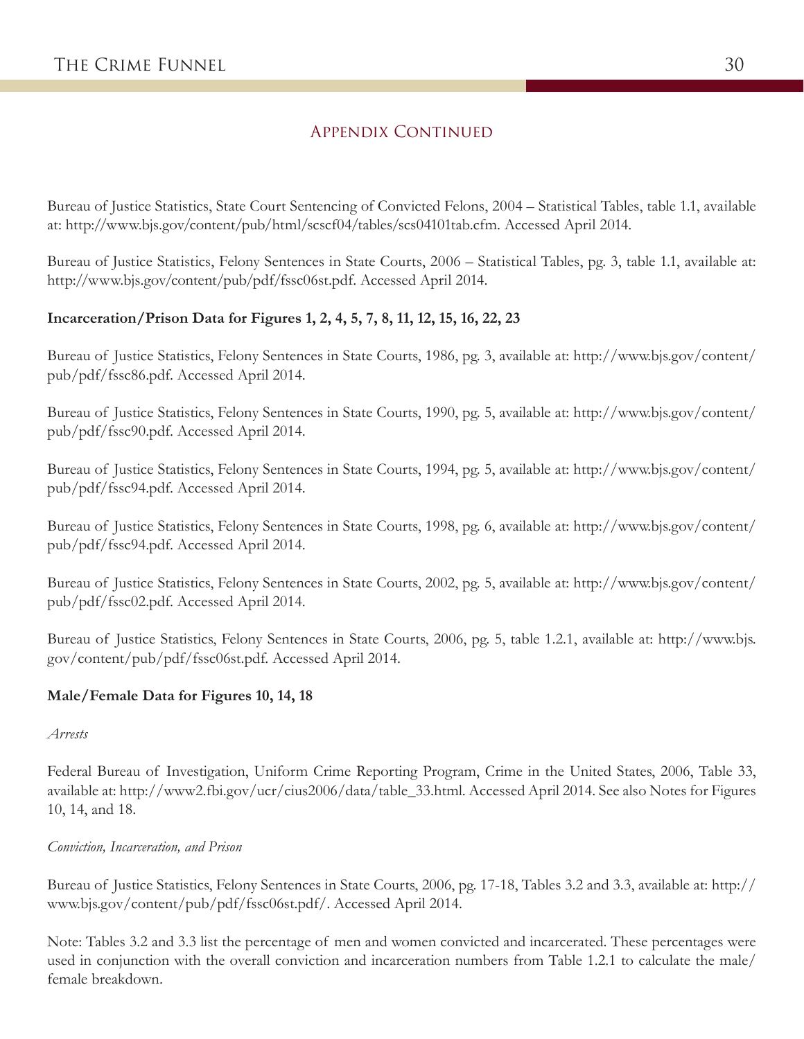## Appendix Continued

Bureau of Justice Statistics, State Court Sentencing of Convicted Felons, 2004 – Statistical Tables, table 1.1, available at: http://www.bjs.gov/content/pub/html/scscf04/tables/scs04101tab.cfm. Accessed April 2014.

Bureau of Justice Statistics, Felony Sentences in State Courts, 2006 – Statistical Tables, pg. 3, table 1.1, available at: http://www.bjs.gov/content/pub/pdf/fssc06st.pdf. Accessed April 2014.

**Incarceration/Prison Data for Figures 1, 2, 4, 5, 7, 8, 11, 12, 15, 16, 22, 23**

Bureau of Justice Statistics, Felony Sentences in State Courts, 1986, pg. 3, available at: http://www.bjs.gov/content/pub/pdf/fssc86.pdf. Accessed April 2014.

Bureau of Justice Statistics, Felony Sentences in State Courts, 1990, pg. 5, available at: http://www.bjs.gov/content/pub/pdf/fssc90.pdf. Accessed April 2014.

Bureau of Justice Statistics, Felony Sentences in State Courts, 1994, pg. 5, available at: http://www.bjs.gov/content/pub/pdf/fssc94.pdf. Accessed April 2014.

Bureau of Justice Statistics, Felony Sentences in State Courts, 1998, pg. 6, available at: http://www.bjs.gov/content/pub/pdf/fssc94.pdf. Accessed April 2014.

Bureau of Justice Statistics, Felony Sentences in State Courts, 2002, pg. 5, available at: http://www.bjs.gov/content/pub/pdf/fssc02.pdf. Accessed April 2014.

Bureau of Justice Statistics, Felony Sentences in State Courts, 2006, pg. 5, table 1.2.1, available at: http://www.bjs.gov/content/pub/pdf/fssc06st.pdf. Accessed April 2014.

**Male/Female Data for Figures 10, 14, 18**

*Arrests*

Federal Bureau of Investigation, Uniform Crime Reporting Program, Crime in the United States, 2006, Table 33, available at: http://www2.fbi.gov/ucr/cius2006/data/table_33.html. Accessed April 2014. See also Notes for Figures 10, 14, and 18.

*Conviction, Incarceration, and Prison*

Bureau of Justice Statistics, Felony Sentences in State Courts, 2006, pg. 17-18, Tables 3.2 and 3.3, available at: http://www.bjs.gov/content/pub/pdf/fssc06st.pdf/. Accessed April 2014.

Note: Tables 3.2 and 3.3 list the percentage of men and women convicted and incarcerated. These percentages were used in conjunction with the overall conviction and incarceration numbers from Table 1.2.1 to calculate the male/female breakdown.